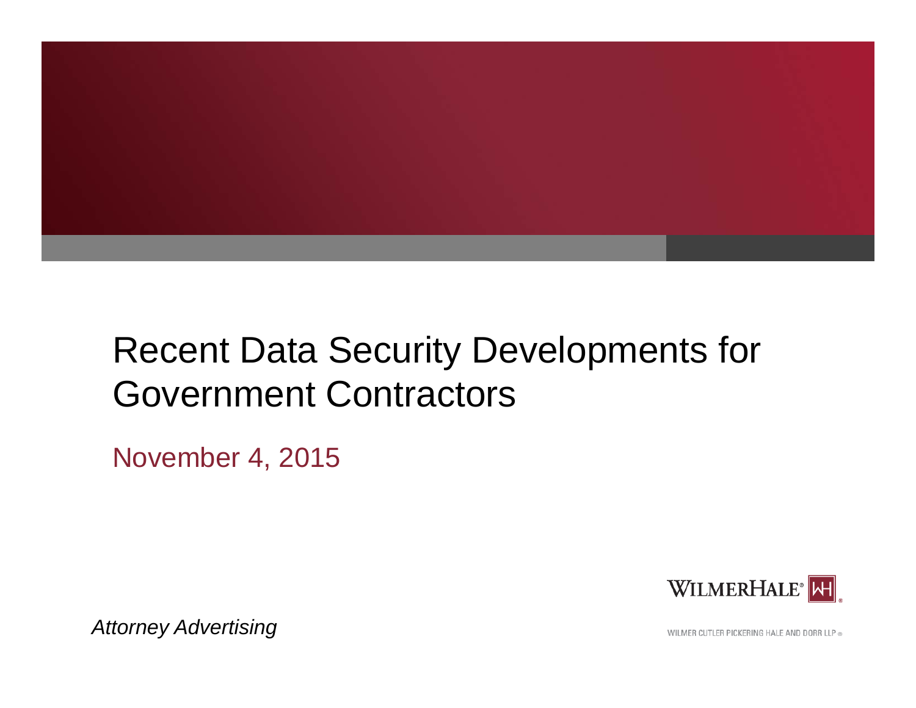# Recent Data Security Developments for Government Contractors

November 4, 2015

WILMERHALE®

*Attorney Advertising*

WILMER CUTLER PICKERING HALE AND DORR LLP ®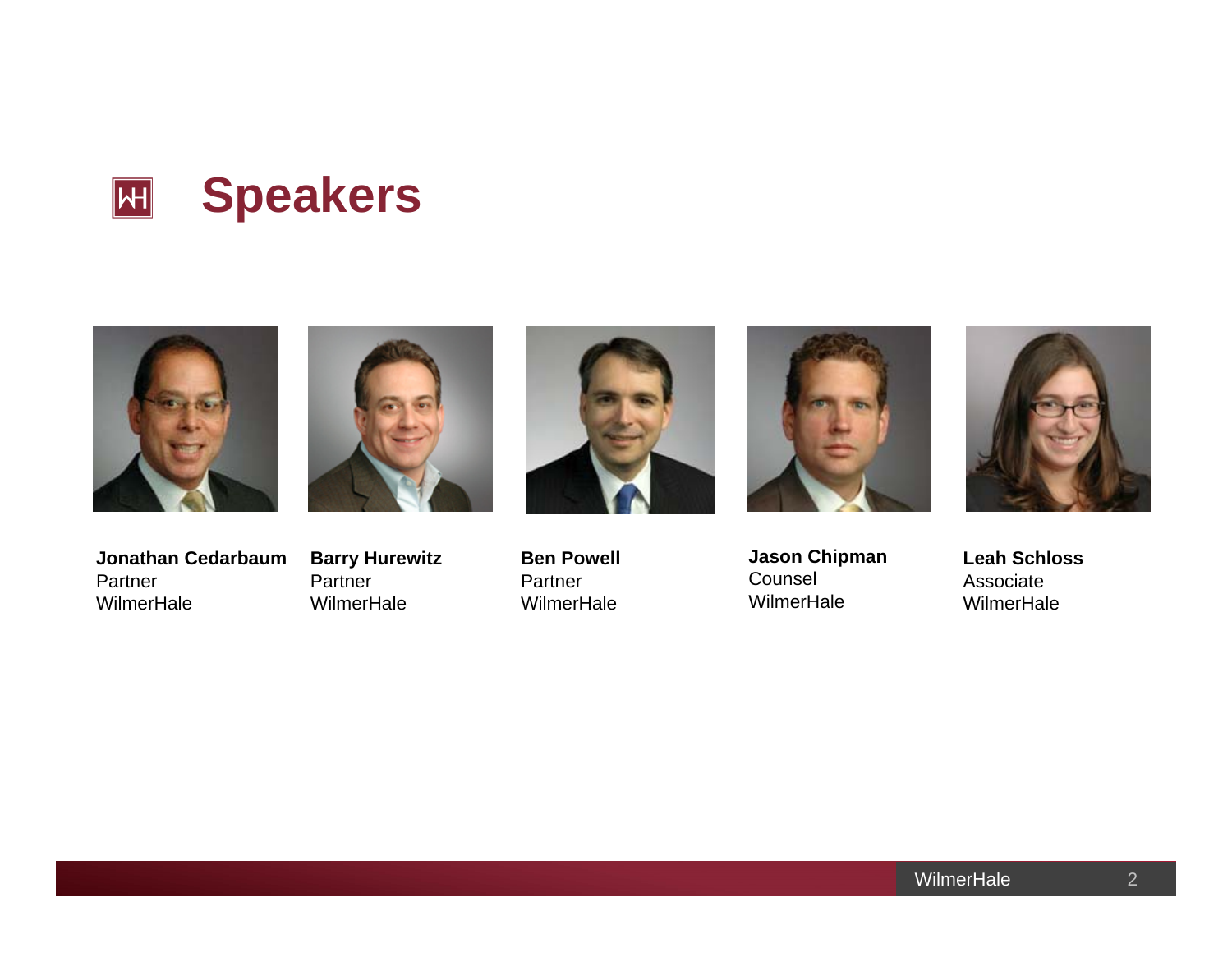# Speakers

**Jonathan Cedarbaum**
Partner
WilmerHale

**Barry Hurewitz**
Partner
WilmerHale

**Ben Powell**
Partner
WilmerHale

**Jason Chipman**
Counsel
WilmerHale

**Leah Schloss**
Associate
WilmerHale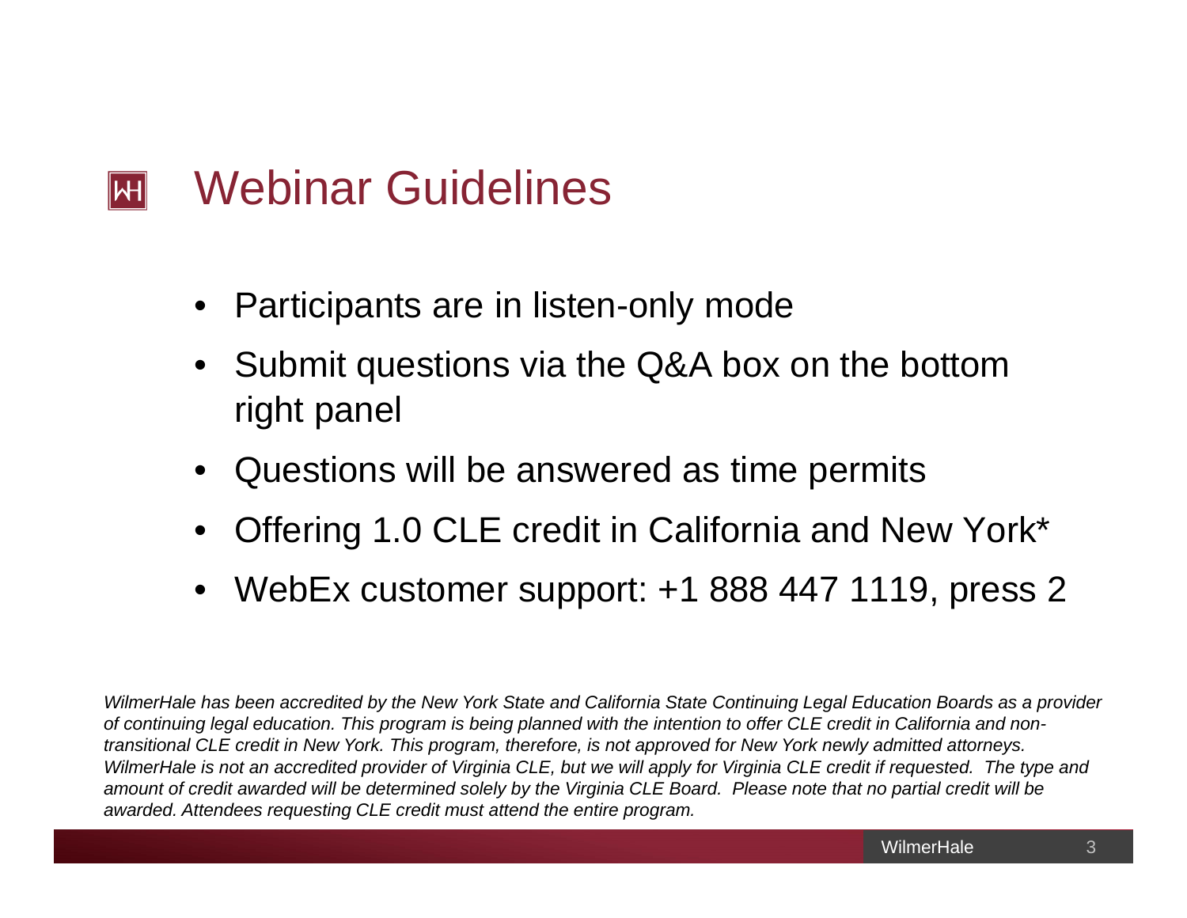# Webinar Guidelines

- Participants are in listen-only mode
- Submit questions via the Q&A box on the bottom right panel
- Questions will be answered as time permits
- Offering 1.0 CLE credit in California and New York*
- WebEx customer support: +1 888 447 1119, press 2

*WilmerHale has been accredited by the New York State and California State Continuing Legal Education Boards as a provider of continuing legal education. This program is being planned with the intention to offer CLE credit in California and non-transitional CLE credit in New York. This program, therefore, is not approved for New York newly admitted attorneys. WilmerHale is not an accredited provider of Virginia CLE, but we will apply for Virginia CLE credit if requested. The type and amount of credit awarded will be determined solely by the Virginia CLE Board. Please note that no partial credit will be awarded. Attendees requesting CLE credit must attend the entire program.*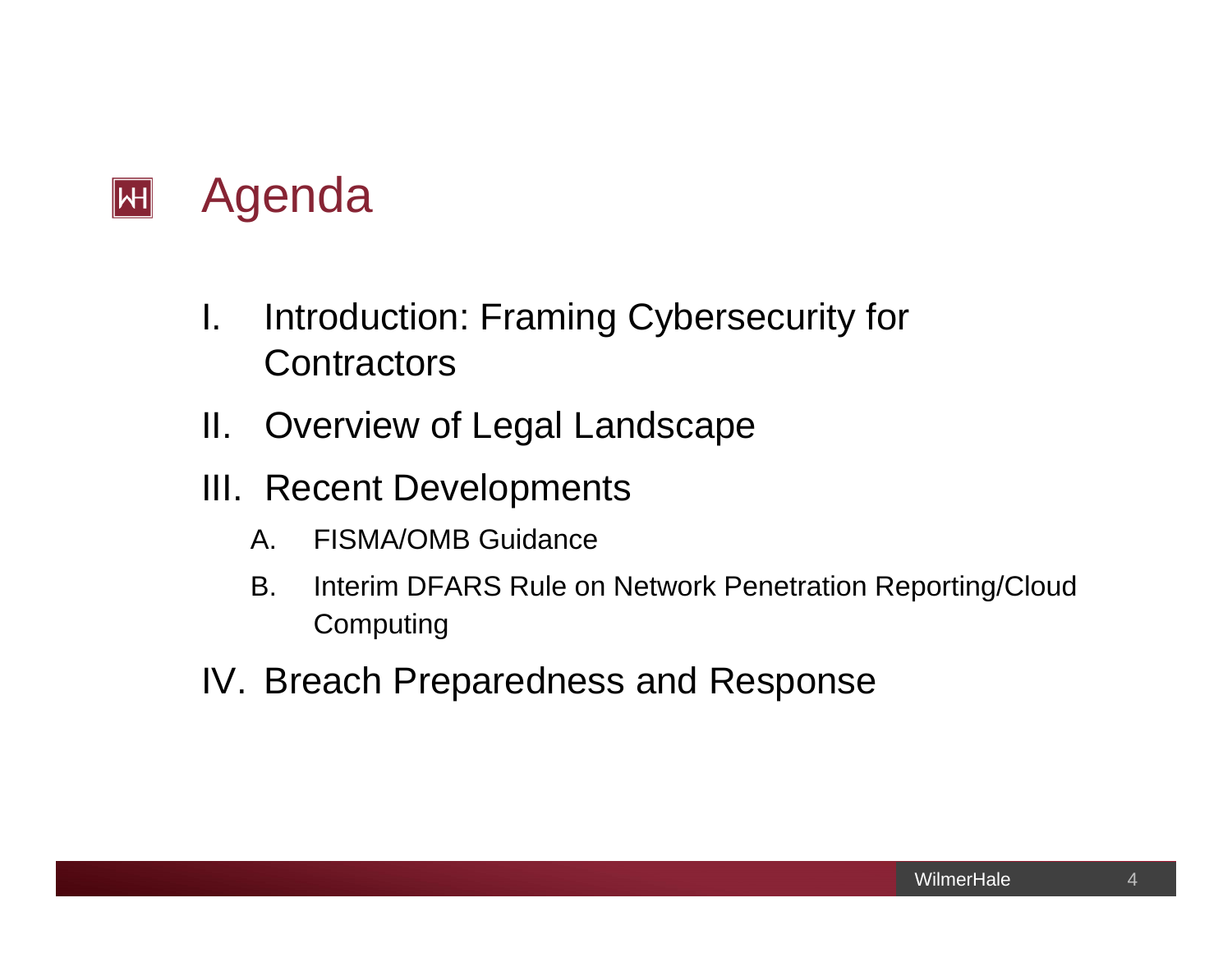# Agenda

I. Introduction: Framing Cybersecurity for Contractors

II. Overview of Legal Landscape

III. Recent Developments

  A. FISMA/OMB Guidance

  B. Interim DFARS Rule on Network Penetration Reporting/Cloud Computing

IV. Breach Preparedness and Response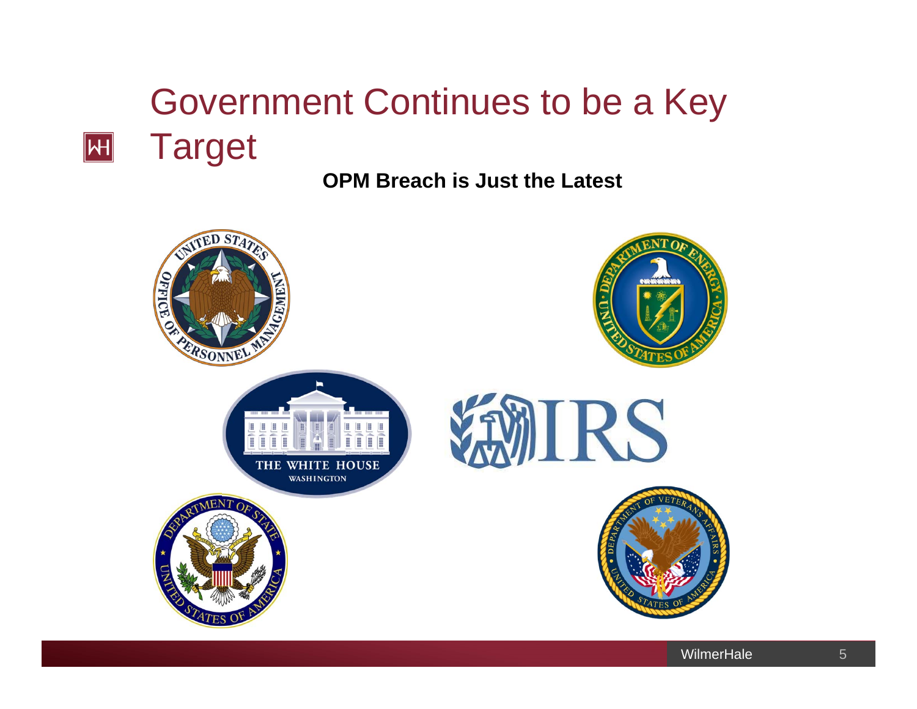# Government Continues to be a Key Target

**OPM Breach is Just the Latest**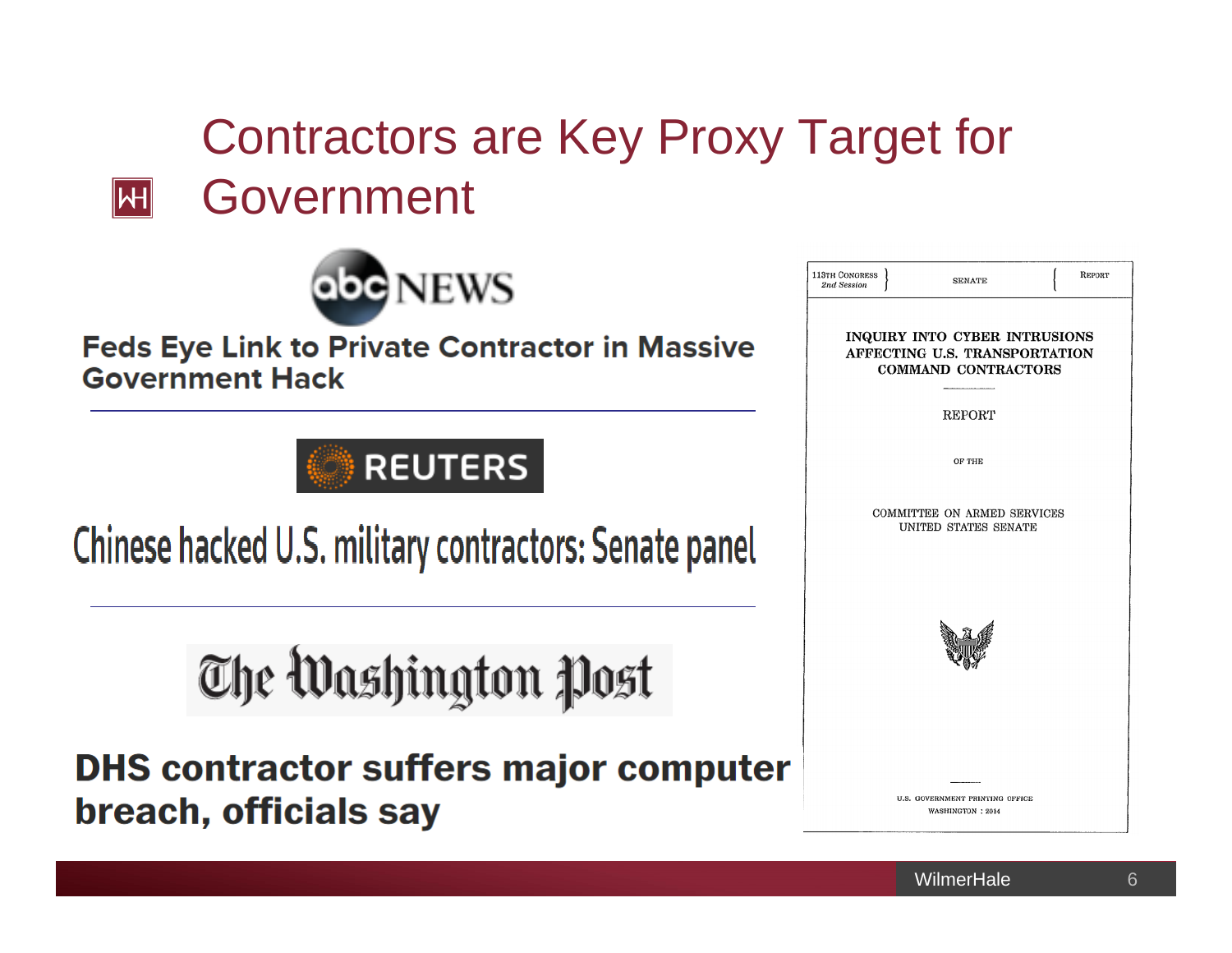# Contractors are Key Proxy Target for Government

**ABC NEWS**

**Feds Eye Link to Private Contractor in Massive Government Hack**

---

**REUTERS**

**Chinese hacked U.S. military contractors: Senate panel**

---

**The Washington Post**

**DHS contractor suffers major computer breach, officials say**

---

113TH CONGRESS
*2nd Session*

SENATE

REPORT

INQUIRY INTO CYBER INTRUSIONS AFFECTING U.S. TRANSPORTATION COMMAND CONTRACTORS

REPORT

OF THE

COMMITTEE ON ARMED SERVICES
UNITED STATES SENATE

U.S. GOVERNMENT PRINTING OFFICE
WASHINGTON : 2014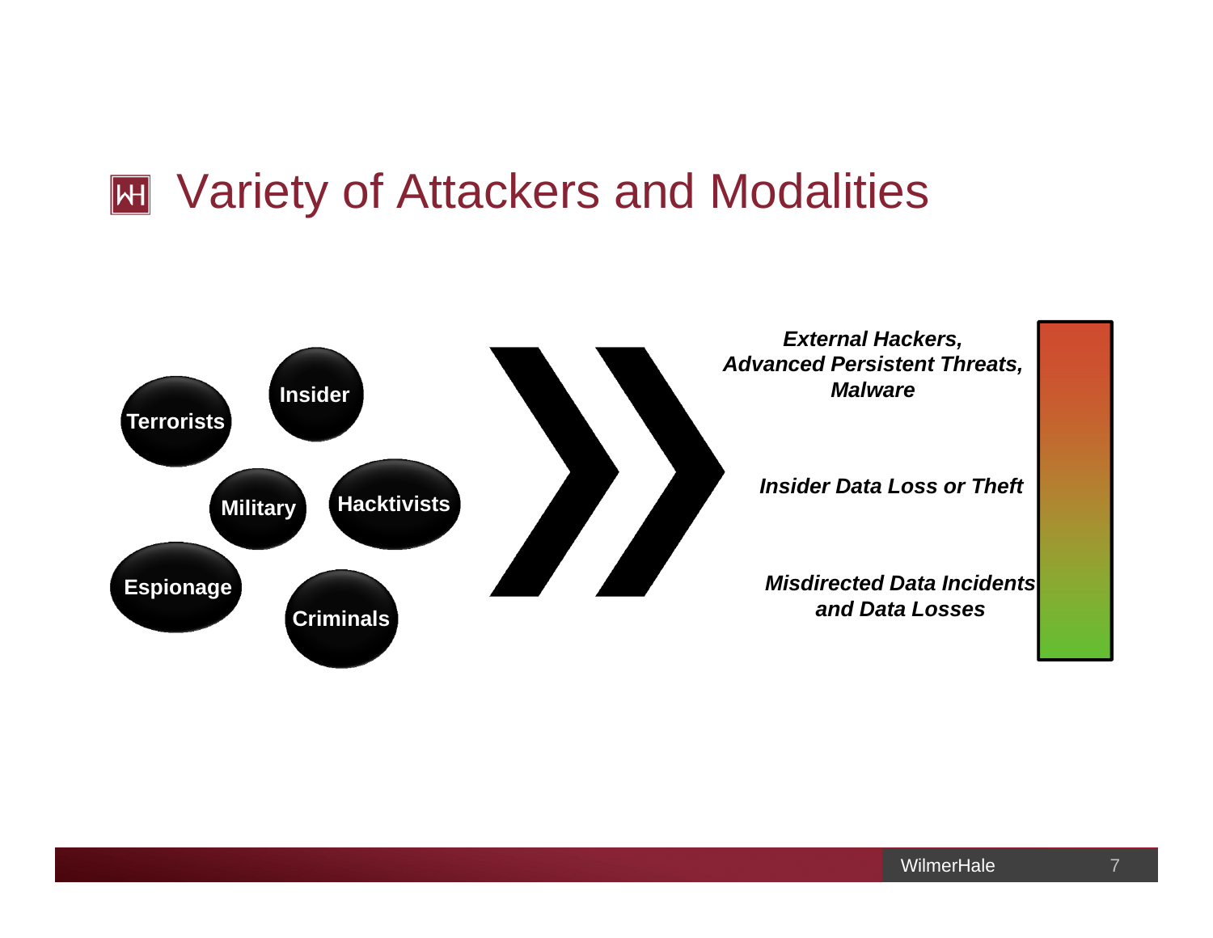# Variety of Attackers and Modalities

- Terrorists
- Insider
- Military
- Hacktivists
- Espionage
- Criminals

***External Hackers, Advanced Persistent Threats, Malware***

***Insider Data Loss or Theft***

***Misdirected Data Incidents and Data Losses***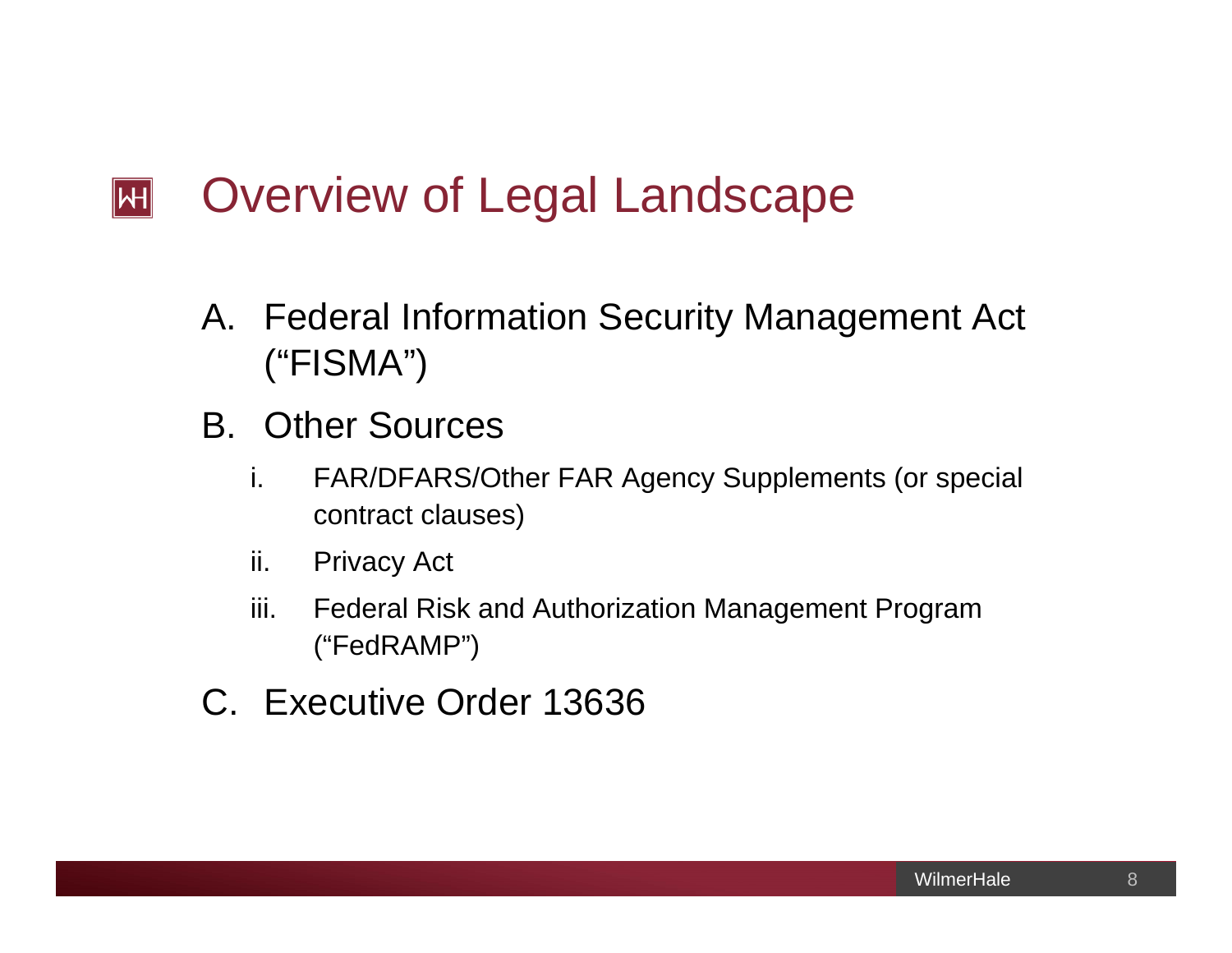# Overview of Legal Landscape

A. Federal Information Security Management Act ("FISMA")

B. Other Sources

   i. FAR/DFARS/Other FAR Agency Supplements (or special contract clauses)

   ii. Privacy Act

   iii. Federal Risk and Authorization Management Program ("FedRAMP")

C. Executive Order 13636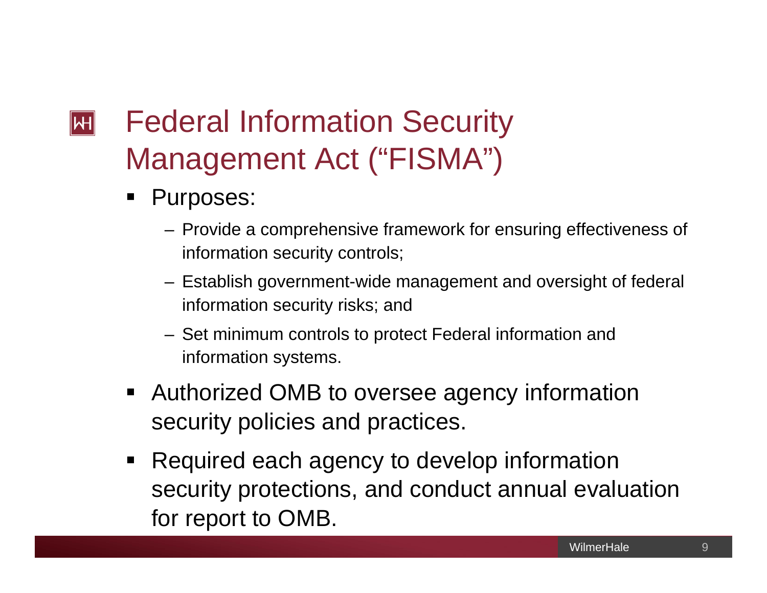# Federal Information Security Management Act ("FISMA")

- Purposes:
  - Provide a comprehensive framework for ensuring effectiveness of information security controls;
  - Establish government-wide management and oversight of federal information security risks; and
  - Set minimum controls to protect Federal information and information systems.
- Authorized OMB to oversee agency information security policies and practices.
- Required each agency to develop information security protections, and conduct annual evaluation for report to OMB.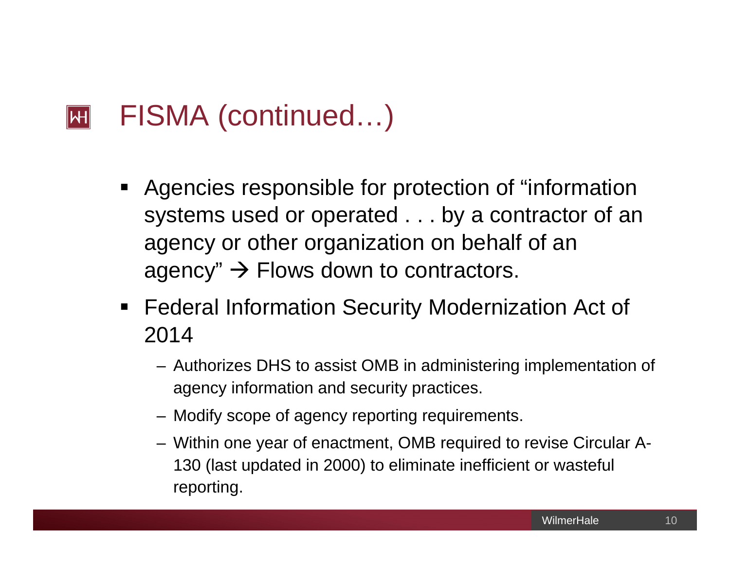# FISMA (continued…)

- Agencies responsible for protection of "information systems used or operated . . . by a contractor of an agency or other organization on behalf of an agency" → Flows down to contractors.
- Federal Information Security Modernization Act of 2014
  - Authorizes DHS to assist OMB in administering implementation of agency information and security practices.
  - Modify scope of agency reporting requirements.
  - Within one year of enactment, OMB required to revise Circular A-130 (last updated in 2000) to eliminate inefficient or wasteful reporting.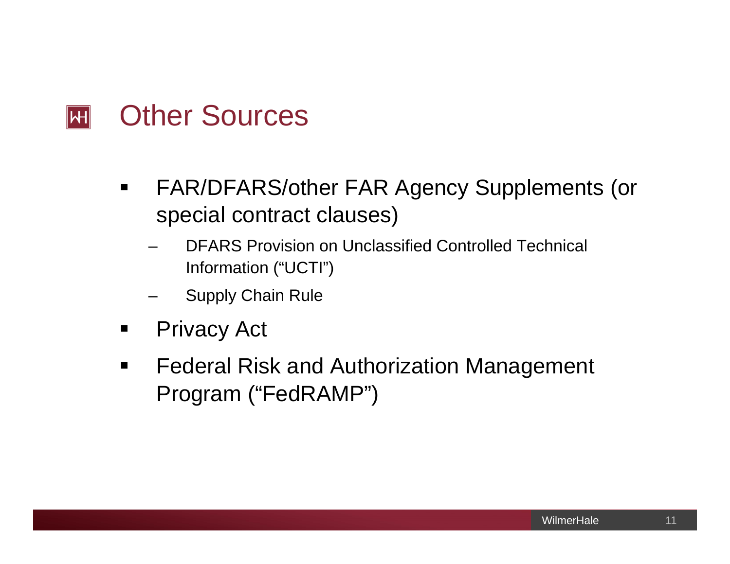# Other Sources

- FAR/DFARS/other FAR Agency Supplements (or special contract clauses)
  - DFARS Provision on Unclassified Controlled Technical Information ("UCTI")
  - Supply Chain Rule
- Privacy Act
- Federal Risk and Authorization Management Program ("FedRAMP")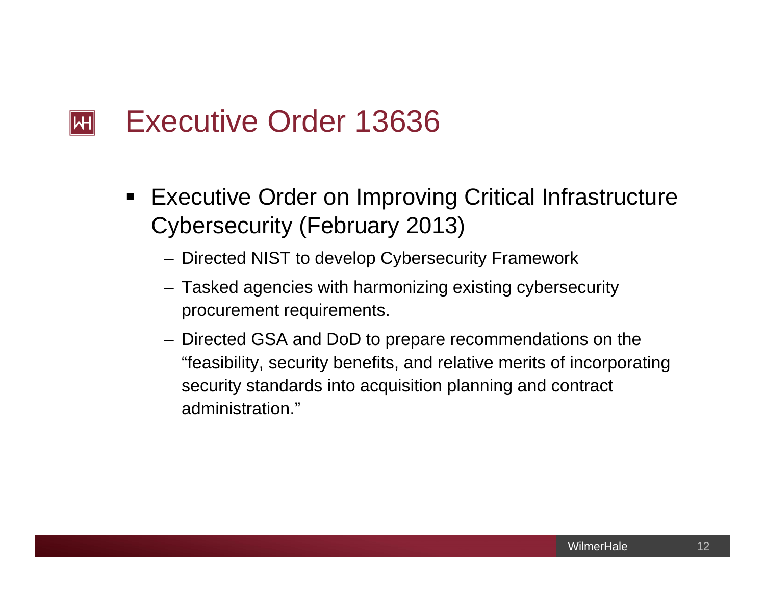# Executive Order 13636

- Executive Order on Improving Critical Infrastructure Cybersecurity (February 2013)
  - Directed NIST to develop Cybersecurity Framework
  - Tasked agencies with harmonizing existing cybersecurity procurement requirements.
  - Directed GSA and DoD to prepare recommendations on the "feasibility, security benefits, and relative merits of incorporating security standards into acquisition planning and contract administration."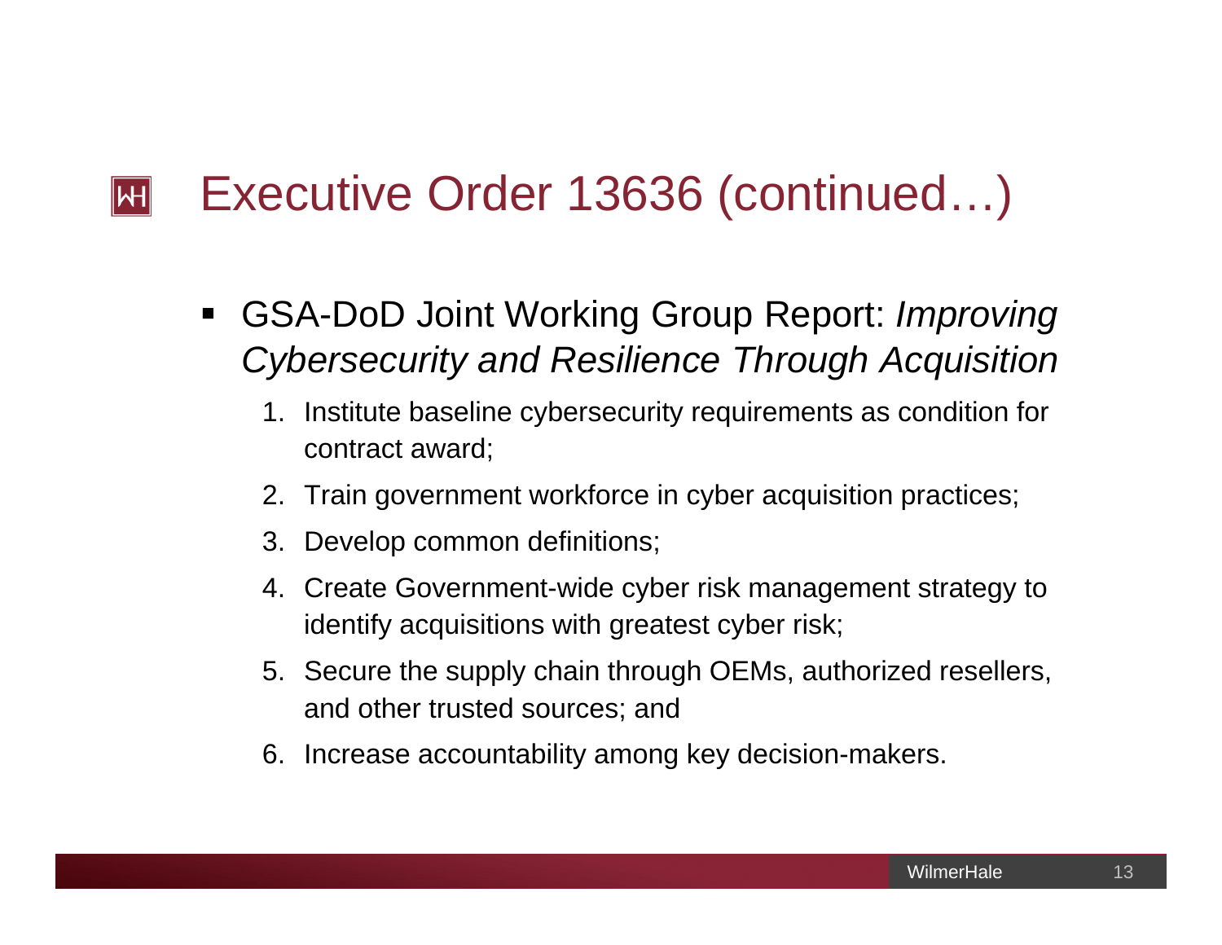# Executive Order 13636 (continued…)

- GSA-DoD Joint Working Group Report: *Improving Cybersecurity and Resilience Through Acquisition*
  1. Institute baseline cybersecurity requirements as condition for contract award;
  2. Train government workforce in cyber acquisition practices;
  3. Develop common definitions;
  4. Create Government-wide cyber risk management strategy to identify acquisitions with greatest cyber risk;
  5. Secure the supply chain through OEMs, authorized resellers, and other trusted sources; and
  6. Increase accountability among key decision-makers.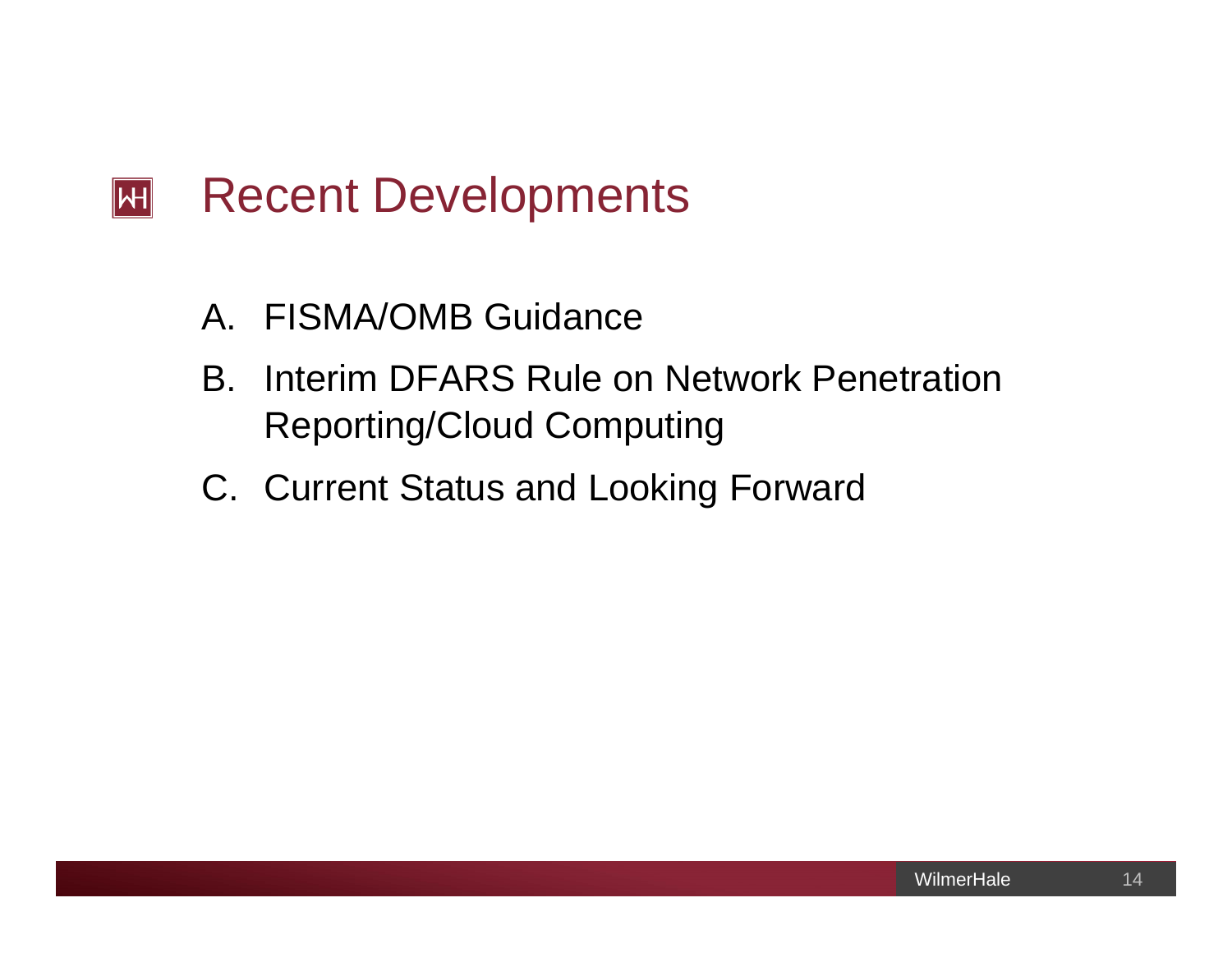# Recent Developments

A. FISMA/OMB Guidance

B. Interim DFARS Rule on Network Penetration Reporting/Cloud Computing

C. Current Status and Looking Forward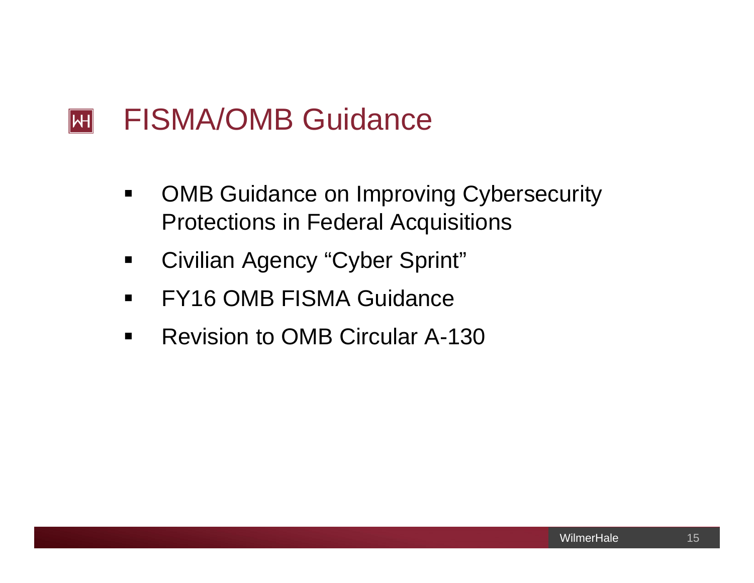# FISMA/OMB Guidance

- OMB Guidance on Improving Cybersecurity Protections in Federal Acquisitions
- Civilian Agency "Cyber Sprint"
- FY16 OMB FISMA Guidance
- Revision to OMB Circular A-130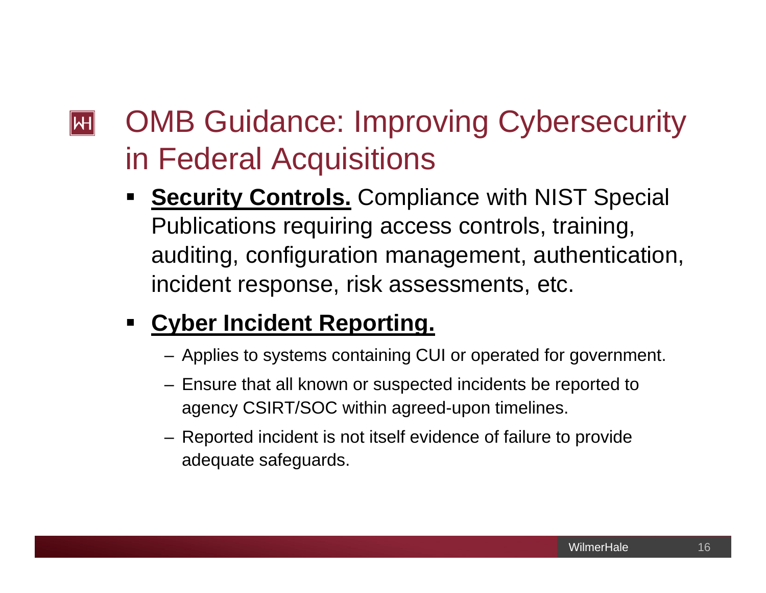# OMB Guidance: Improving Cybersecurity in Federal Acquisitions

- **Security Controls.** Compliance with NIST Special Publications requiring access controls, training, auditing, configuration management, authentication, incident response, risk assessments, etc.

- **Cyber Incident Reporting.**
  - Applies to systems containing CUI or operated for government.
  - Ensure that all known or suspected incidents be reported to agency CSIRT/SOC within agreed-upon timelines.
  - Reported incident is not itself evidence of failure to provide adequate safeguards.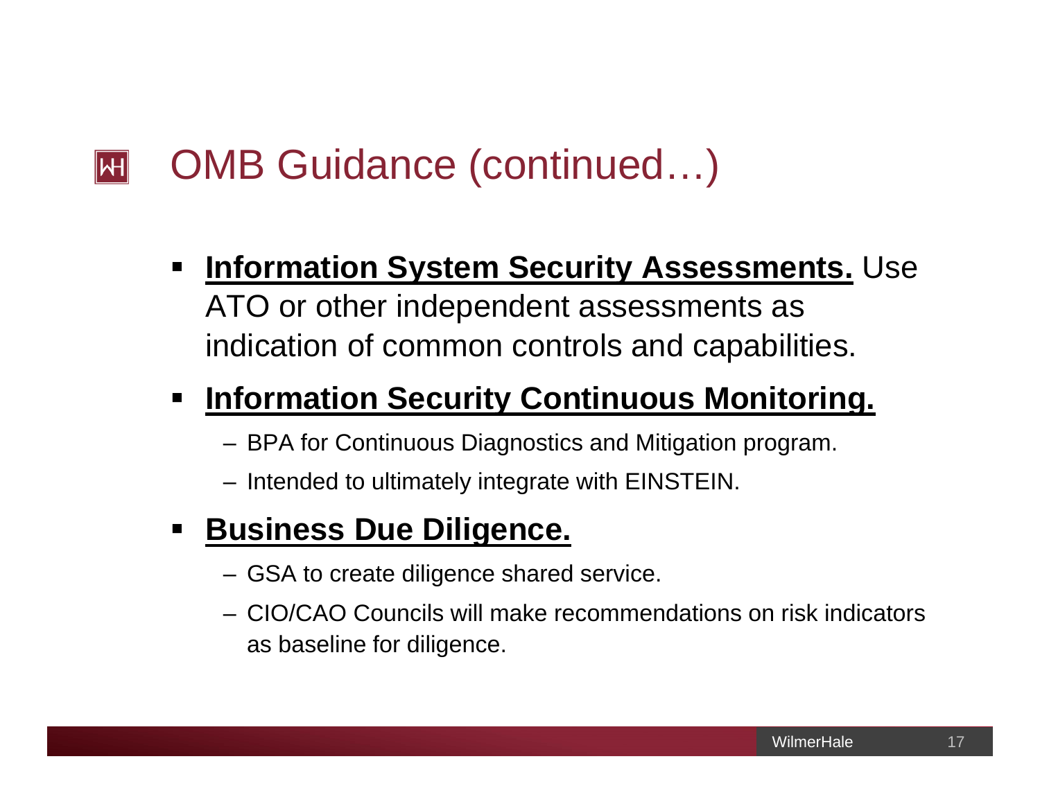# OMB Guidance (continued…)

- **Information System Security Assessments.** Use ATO or other independent assessments as indication of common controls and capabilities.
- **Information Security Continuous Monitoring.**
  - BPA for Continuous Diagnostics and Mitigation program.
  - Intended to ultimately integrate with EINSTEIN.
- **Business Due Diligence.**
  - GSA to create diligence shared service.
  - CIO/CAO Councils will make recommendations on risk indicators as baseline for diligence.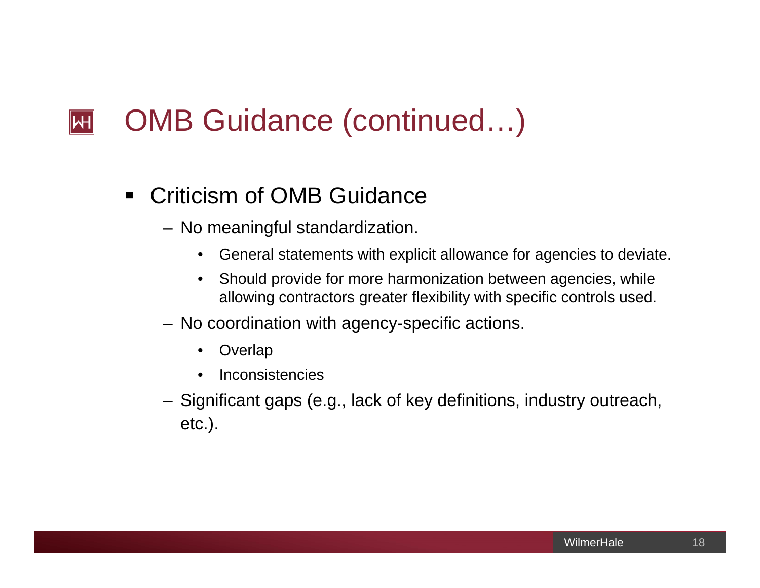# OMB Guidance (continued…)

- Criticism of OMB Guidance
  - No meaningful standardization.
    - General statements with explicit allowance for agencies to deviate.
    - Should provide for more harmonization between agencies, while allowing contractors greater flexibility with specific controls used.
  - No coordination with agency-specific actions.
    - Overlap
    - Inconsistencies
  - Significant gaps (e.g., lack of key definitions, industry outreach, etc.).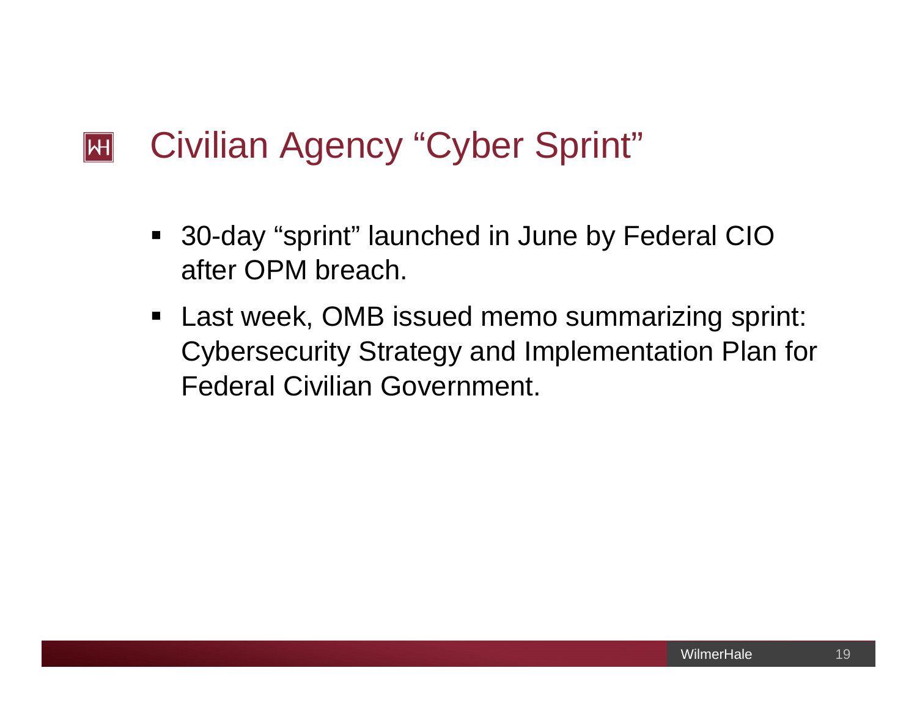# Civilian Agency "Cyber Sprint"

- 30-day "sprint" launched in June by Federal CIO after OPM breach.
- Last week, OMB issued memo summarizing sprint: Cybersecurity Strategy and Implementation Plan for Federal Civilian Government.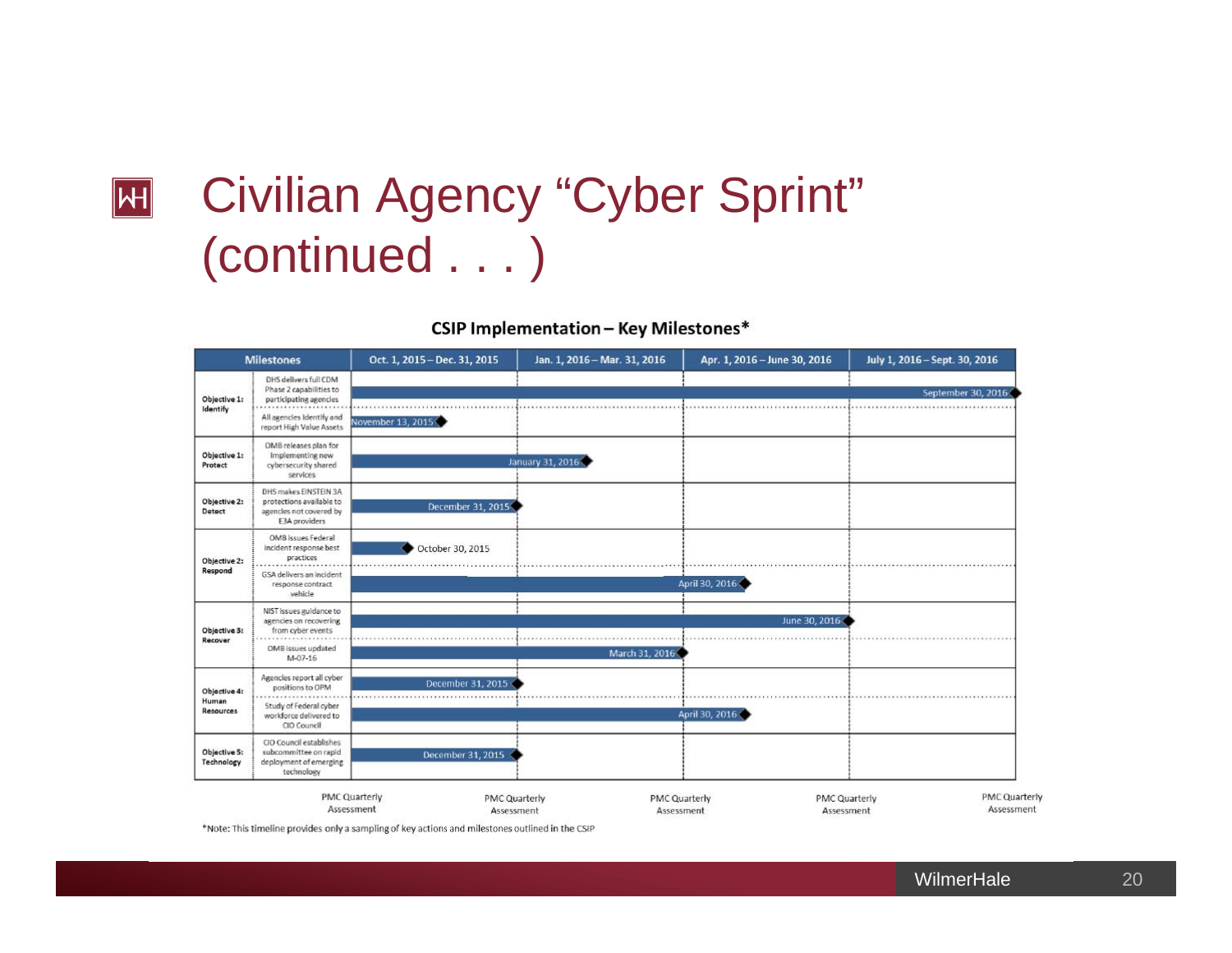# Civilian Agency “Cyber Sprint” (continued . . . )

**CSIP Implementation – Key Milestones***

| Objective | Milestones | Oct. 1, 2015 – Dec. 31, 2015 | Jan. 1, 2016 – Mar. 31, 2016 | Apr. 1, 2016 – June 30, 2016 | July 1, 2016 – Sept. 30, 2016 |
|---|---|---|---|---|---|
| Objective 1: Identify | DHS delivers full CDM Phase 2 capabilities to participating agencies | | | | September 30, 2016 |
| | All agencies identify and report High Value Assets | November 13, 2015 | | | |
| Objective 1: Protect | OMB releases plan for implementing new cybersecurity shared services | | January 31, 2016 | | |
| Objective 2: Detect | DHS makes EINSTEIN 3A protections available to agencies not covered by E3A providers | December 31, 2015 | | | |
| Objective 2: Respond | OMB issues Federal incident response best practices | October 30, 2015 | | | |
| | GSA delivers an incident response contract vehicle | | | April 30, 2016 | |
| Objective 3: Recover | NIST issues guidance to agencies on recovering from cyber events | | | June 30, 2016 | |
| | OMB issues updated M-07-16 | | March 31, 2016 | | |
| Objective 4: Human Resources | Agencies report all cyber positions to OPM | December 31, 2015 | | | |
| | Study of Federal cyber workforce delivered to CIO Council | | | April 30, 2016 | |
| Objective 5: Technology | CIO Council establishes subcommittee on rapid deployment of emerging technology | December 31, 2015 | | | |

PMC Quarterly Assessment — PMC Quarterly Assessment — PMC Quarterly Assessment — PMC Quarterly Assessment — PMC Quarterly Assessment

*Note: This timeline provides only a sampling of key actions and milestones outlined in the CSIP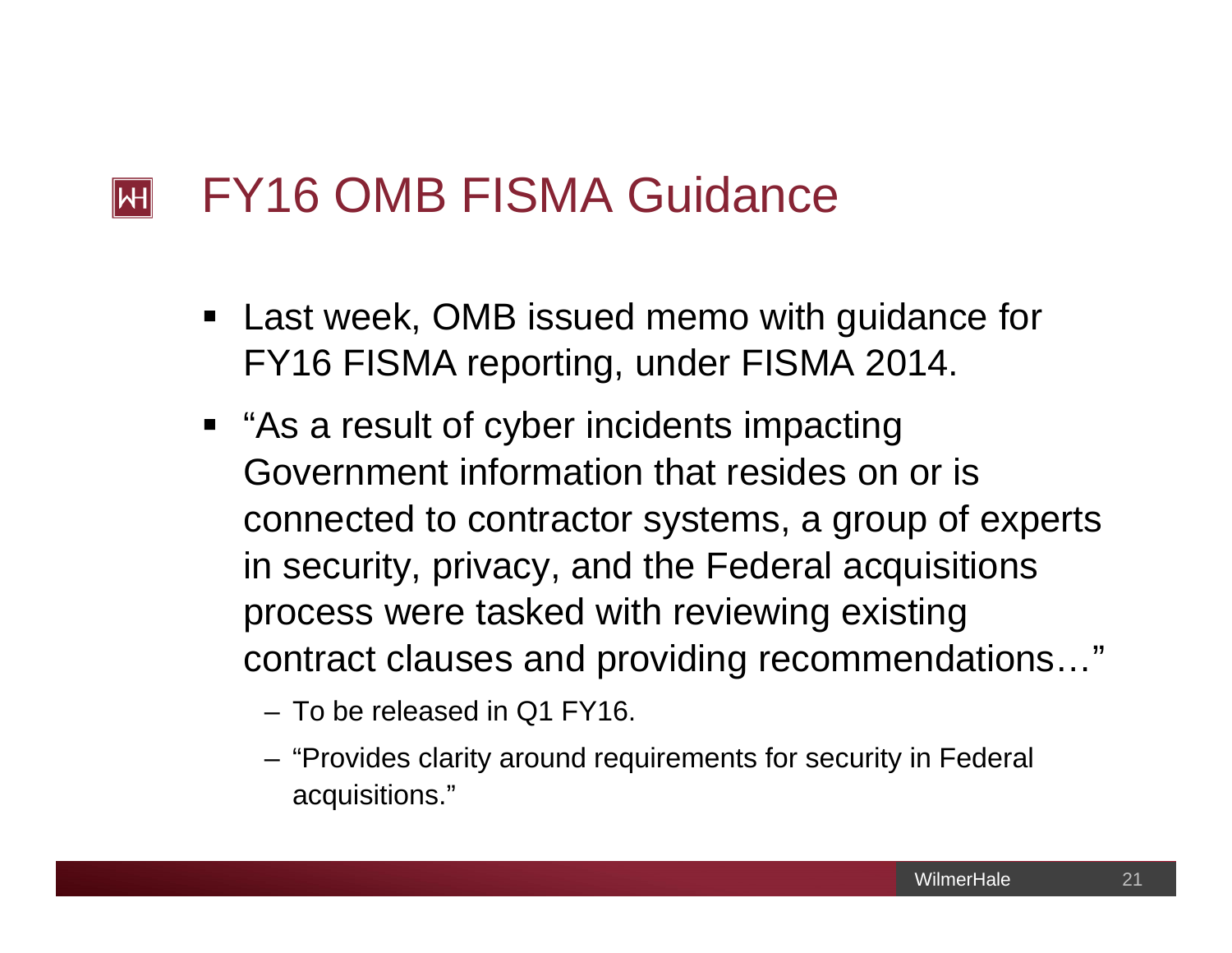# FY16 OMB FISMA Guidance

- Last week, OMB issued memo with guidance for FY16 FISMA reporting, under FISMA 2014.
- "As a result of cyber incidents impacting Government information that resides on or is connected to contractor systems, a group of experts in security, privacy, and the Federal acquisitions process were tasked with reviewing existing contract clauses and providing recommendations…"
  - To be released in Q1 FY16.
  - "Provides clarity around requirements for security in Federal acquisitions."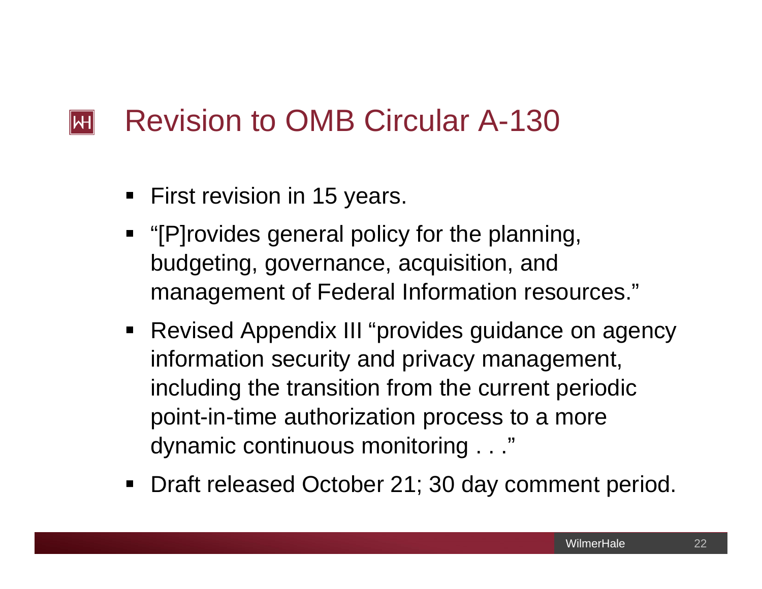# Revision to OMB Circular A-130

- First revision in 15 years.
- “[P]rovides general policy for the planning, budgeting, governance, acquisition, and management of Federal Information resources.”
- Revised Appendix III “provides guidance on agency information security and privacy management, including the transition from the current periodic point-in-time authorization process to a more dynamic continuous monitoring . . .”
- Draft released October 21; 30 day comment period.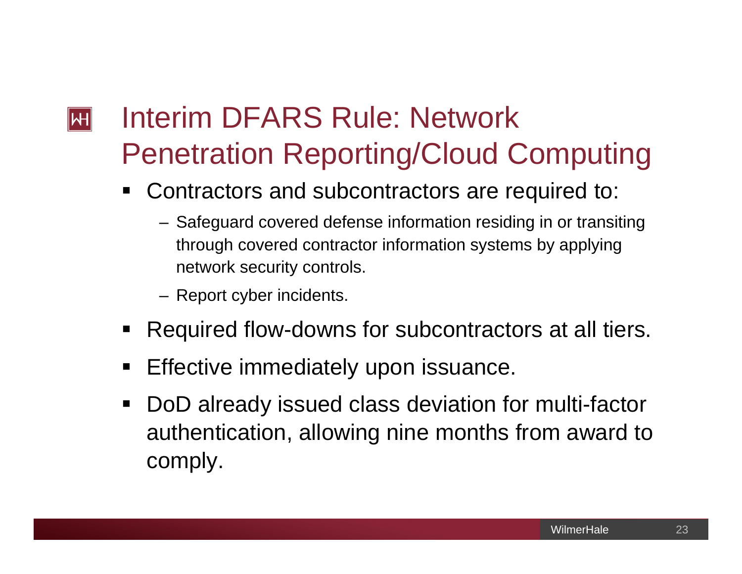# Interim DFARS Rule: Network Penetration Reporting/Cloud Computing

- Contractors and subcontractors are required to:
  - Safeguard covered defense information residing in or transiting through covered contractor information systems by applying network security controls.
  - Report cyber incidents.
- Required flow-downs for subcontractors at all tiers.
- Effective immediately upon issuance.
- DoD already issued class deviation for multi-factor authentication, allowing nine months from award to comply.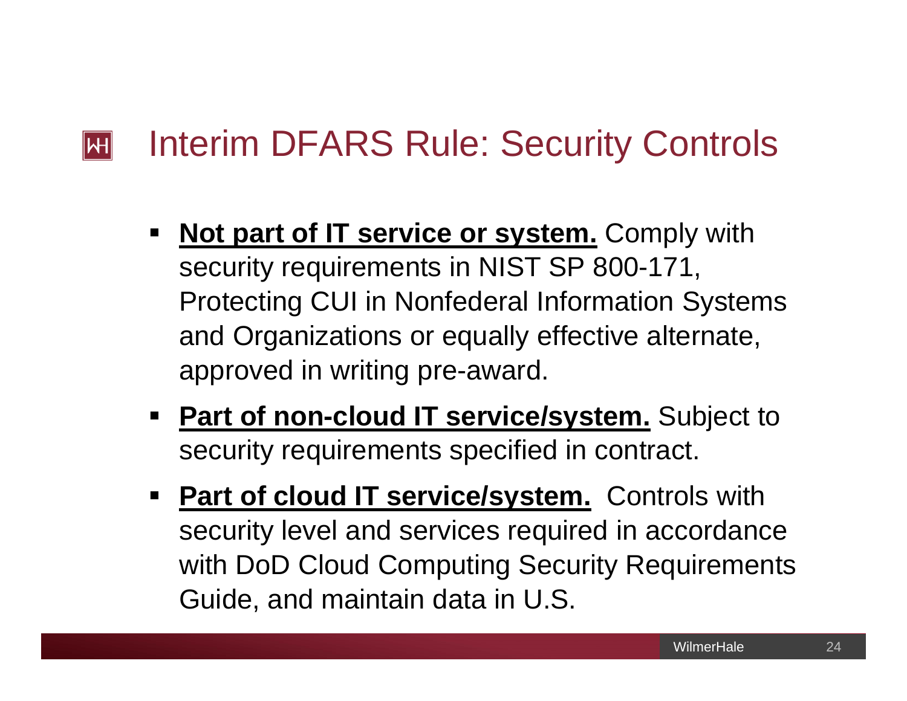# Interim DFARS Rule: Security Controls

- **Not part of IT service or system.** Comply with security requirements in NIST SP 800-171, Protecting CUI in Nonfederal Information Systems and Organizations or equally effective alternate, approved in writing pre-award.
- **Part of non-cloud IT service/system.** Subject to security requirements specified in contract.
- **Part of cloud IT service/system.** Controls with security level and services required in accordance with DoD Cloud Computing Security Requirements Guide, and maintain data in U.S.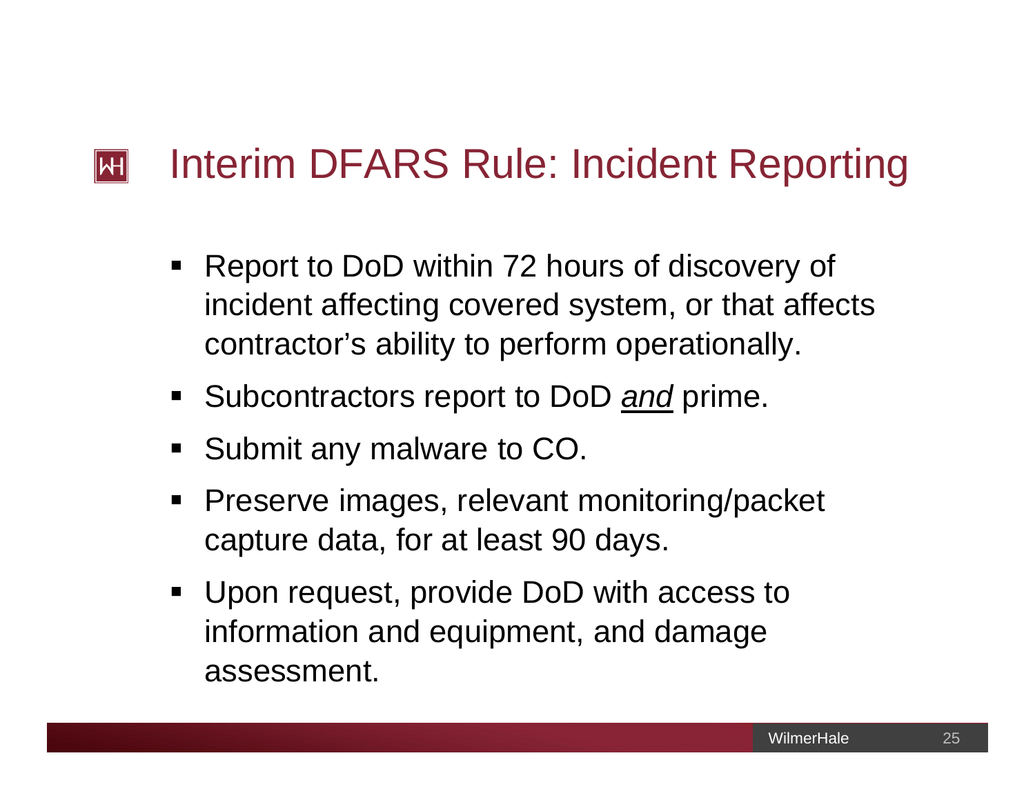# Interim DFARS Rule: Incident Reporting

- Report to DoD within 72 hours of discovery of incident affecting covered system, or that affects contractor's ability to perform operationally.
- Subcontractors report to DoD *<u>and</u>* prime.
- Submit any malware to CO.
- Preserve images, relevant monitoring/packet capture data, for at least 90 days.
- Upon request, provide DoD with access to information and equipment, and damage assessment.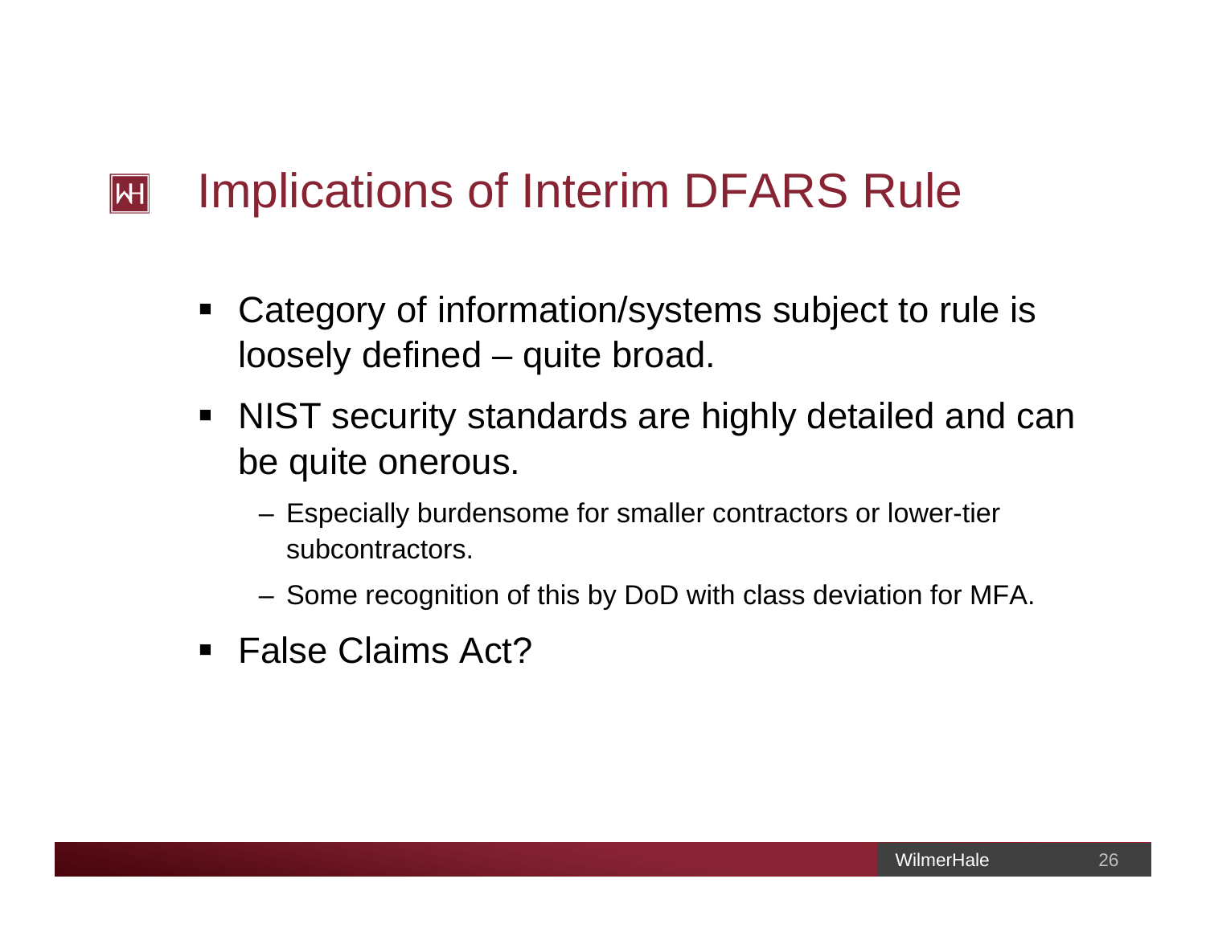# Implications of Interim DFARS Rule

- Category of information/systems subject to rule is loosely defined – quite broad.
- NIST security standards are highly detailed and can be quite onerous.
  - Especially burdensome for smaller contractors or lower-tier subcontractors.
  - Some recognition of this by DoD with class deviation for MFA.
- False Claims Act?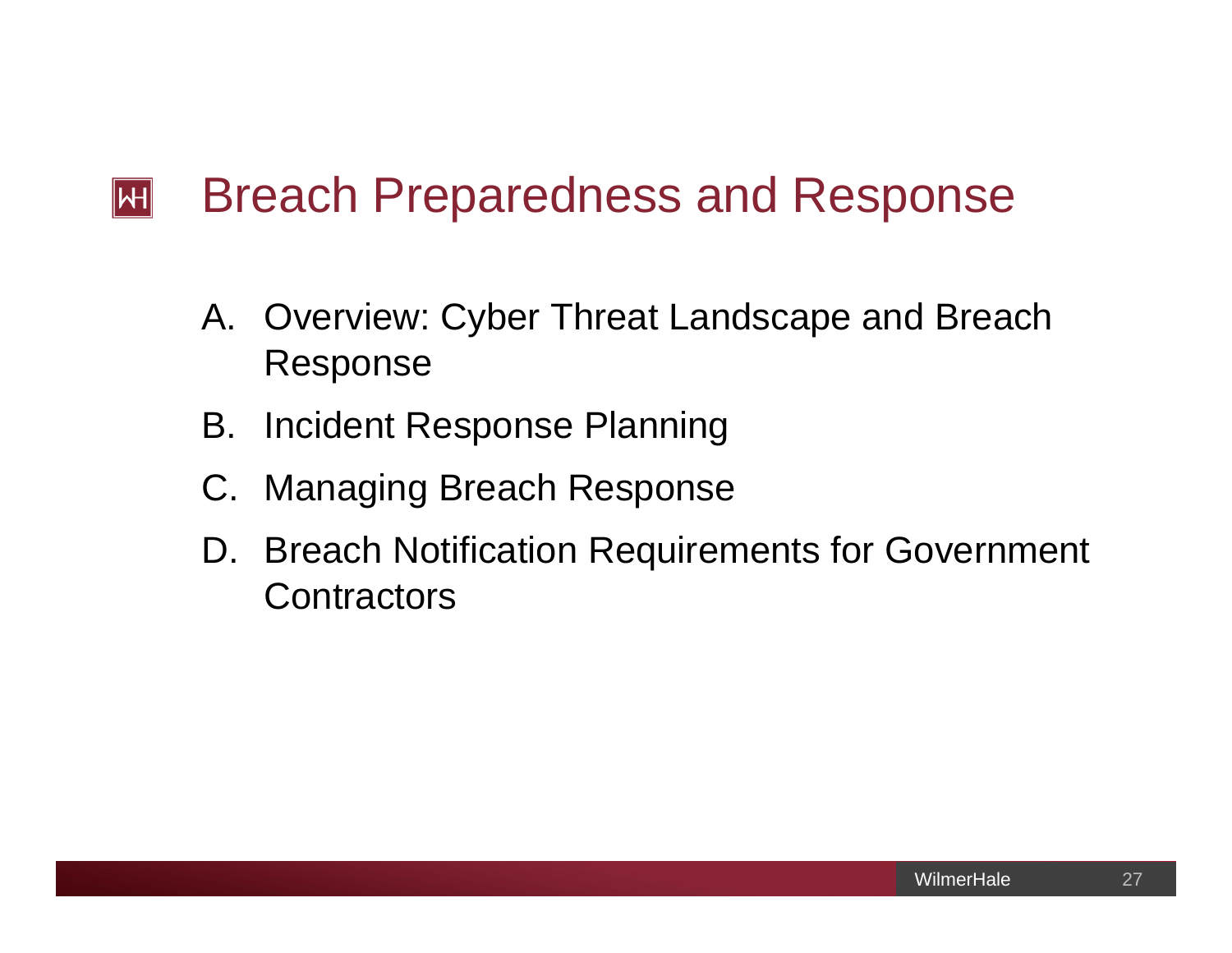# Breach Preparedness and Response

A. Overview: Cyber Threat Landscape and Breach Response

B. Incident Response Planning

C. Managing Breach Response

D. Breach Notification Requirements for Government Contractors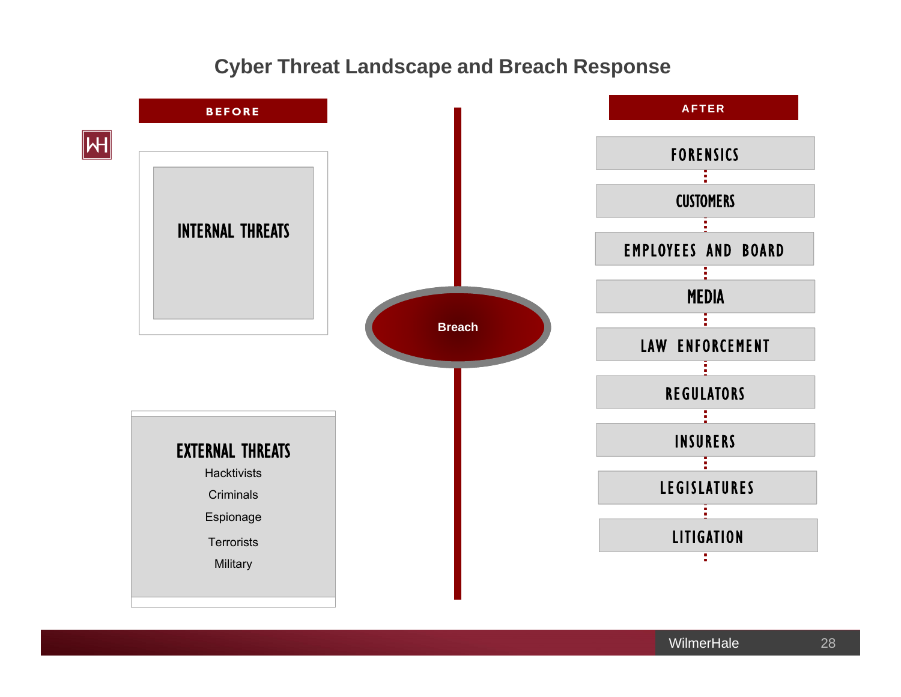# Cyber Threat Landscape and Breach Response

## BEFORE

**INTERNAL THREATS**

**EXTERNAL THREATS**

- Hacktivists
- Criminals
- Espionage
- Terrorists
- Military

**Breach**

## AFTER

- FORENSICS
- CUSTOMERS
- EMPLOYEES AND BOARD
- MEDIA
- LAW ENFORCEMENT
- REGULATORS
- INSURERS
- LEGISLATURES
- LITIGATION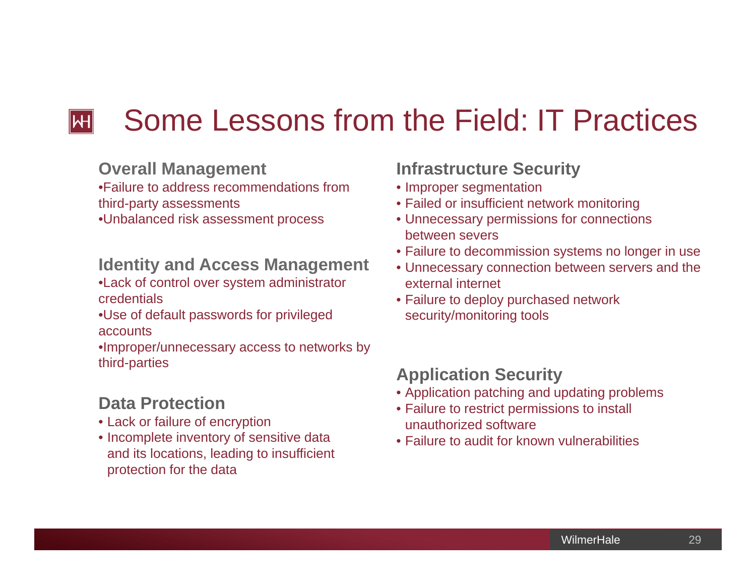# Some Lessons from the Field: IT Practices

## Overall Management

- Failure to address recommendations from third-party assessments
- Unbalanced risk assessment process

## Identity and Access Management

- Lack of control over system administrator credentials
- Use of default passwords for privileged accounts
- Improper/unnecessary access to networks by third-parties

## Data Protection

- Lack or failure of encryption
- Incomplete inventory of sensitive data and its locations, leading to insufficient protection for the data

## Infrastructure Security

- Improper segmentation
- Failed or insufficient network monitoring
- Unnecessary permissions for connections between severs
- Failure to decommission systems no longer in use
- Unnecessary connection between servers and the external internet
- Failure to deploy purchased network security/monitoring tools

## Application Security

- Application patching and updating problems
- Failure to restrict permissions to install unauthorized software
- Failure to audit for known vulnerabilities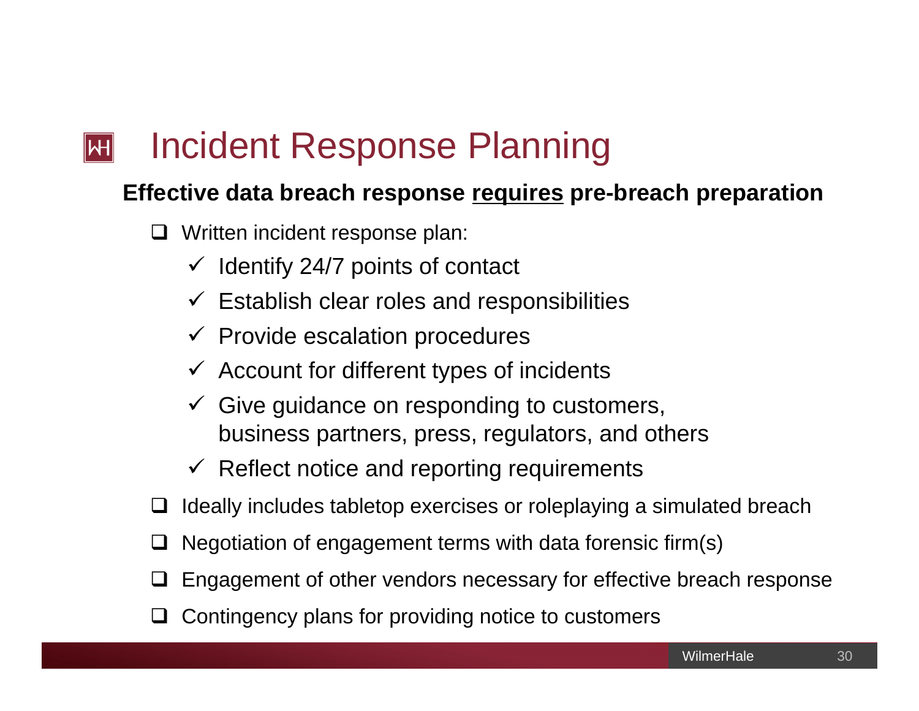# Incident Response Planning

**Effective data breach response <u>requires</u> pre-breach preparation**

- Written incident response plan:
  - ✓ Identify 24/7 points of contact
  - ✓ Establish clear roles and responsibilities
  - ✓ Provide escalation procedures
  - ✓ Account for different types of incidents
  - ✓ Give guidance on responding to customers, business partners, press, regulators, and others
  - ✓ Reflect notice and reporting requirements
- Ideally includes tabletop exercises or roleplaying a simulated breach
- Negotiation of engagement terms with data forensic firm(s)
- Engagement of other vendors necessary for effective breach response
- Contingency plans for providing notice to customers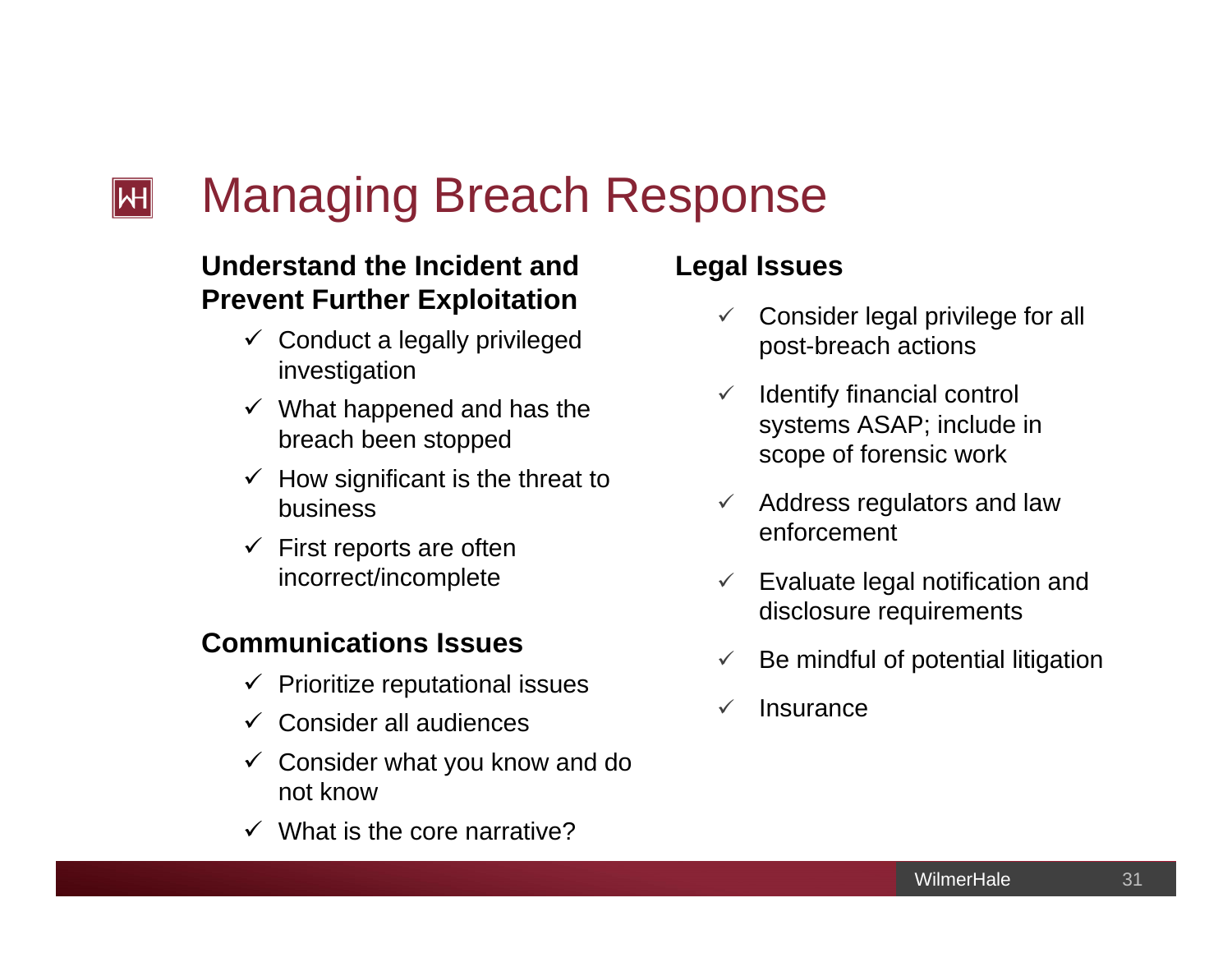# Managing Breach Response

### Understand the Incident and Prevent Further Exploitation

- ✓ Conduct a legally privileged investigation
- ✓ What happened and has the breach been stopped
- ✓ How significant is the threat to business
- ✓ First reports are often incorrect/incomplete

### Communications Issues

- ✓ Prioritize reputational issues
- ✓ Consider all audiences
- ✓ Consider what you know and do not know
- ✓ What is the core narrative?

### Legal Issues

- ✓ Consider legal privilege for all post-breach actions
- ✓ Identify financial control systems ASAP; include in scope of forensic work
- ✓ Address regulators and law enforcement
- ✓ Evaluate legal notification and disclosure requirements
- ✓ Be mindful of potential litigation
- ✓ Insurance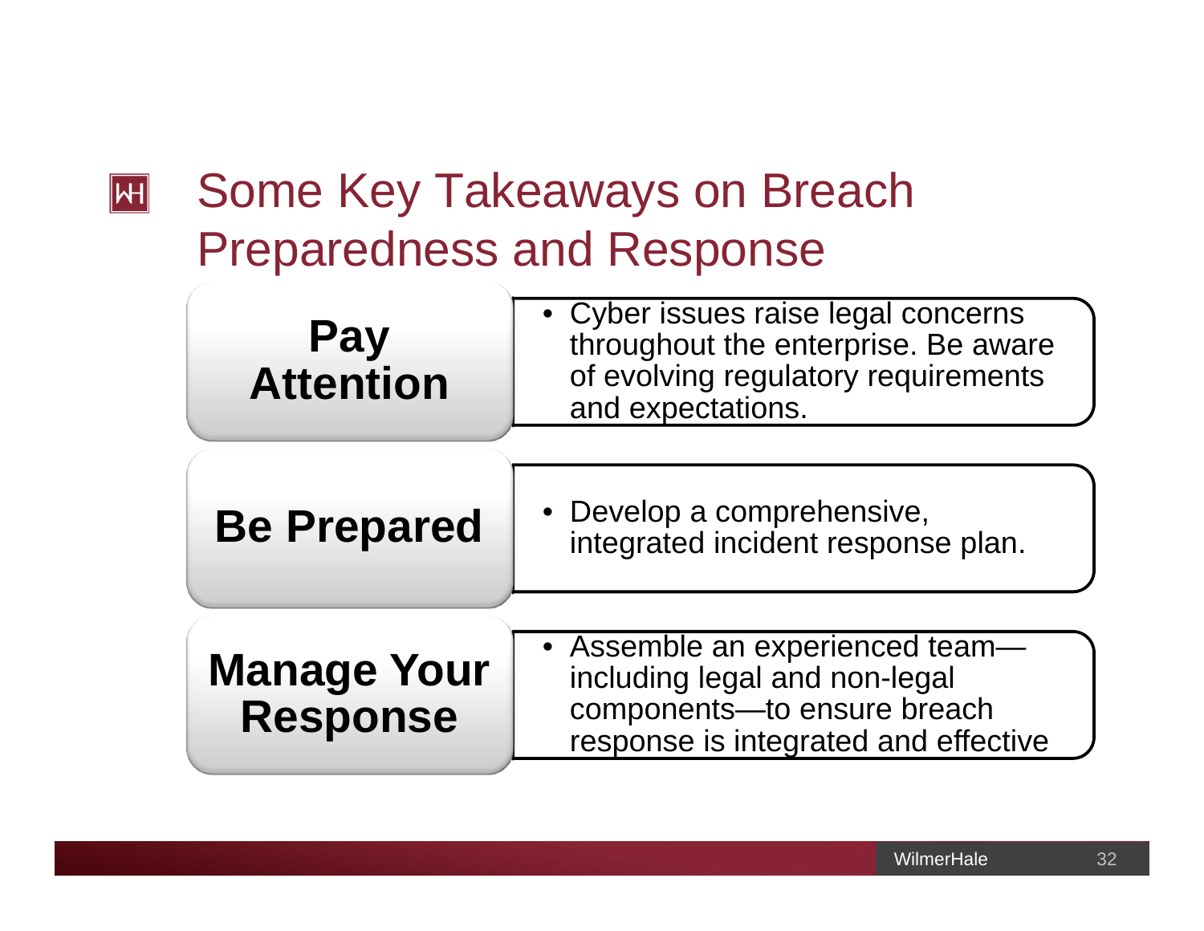# Some Key Takeaways on Breach Preparedness and Response

| | |
|---|---|
| **Pay Attention** | • Cyber issues raise legal concerns throughout the enterprise. Be aware of evolving regulatory requirements and expectations. |
| **Be Prepared** | • Develop a comprehensive, integrated incident response plan. |
| **Manage Your Response** | • Assemble an experienced team—including legal and non-legal components—to ensure breach response is integrated and effective |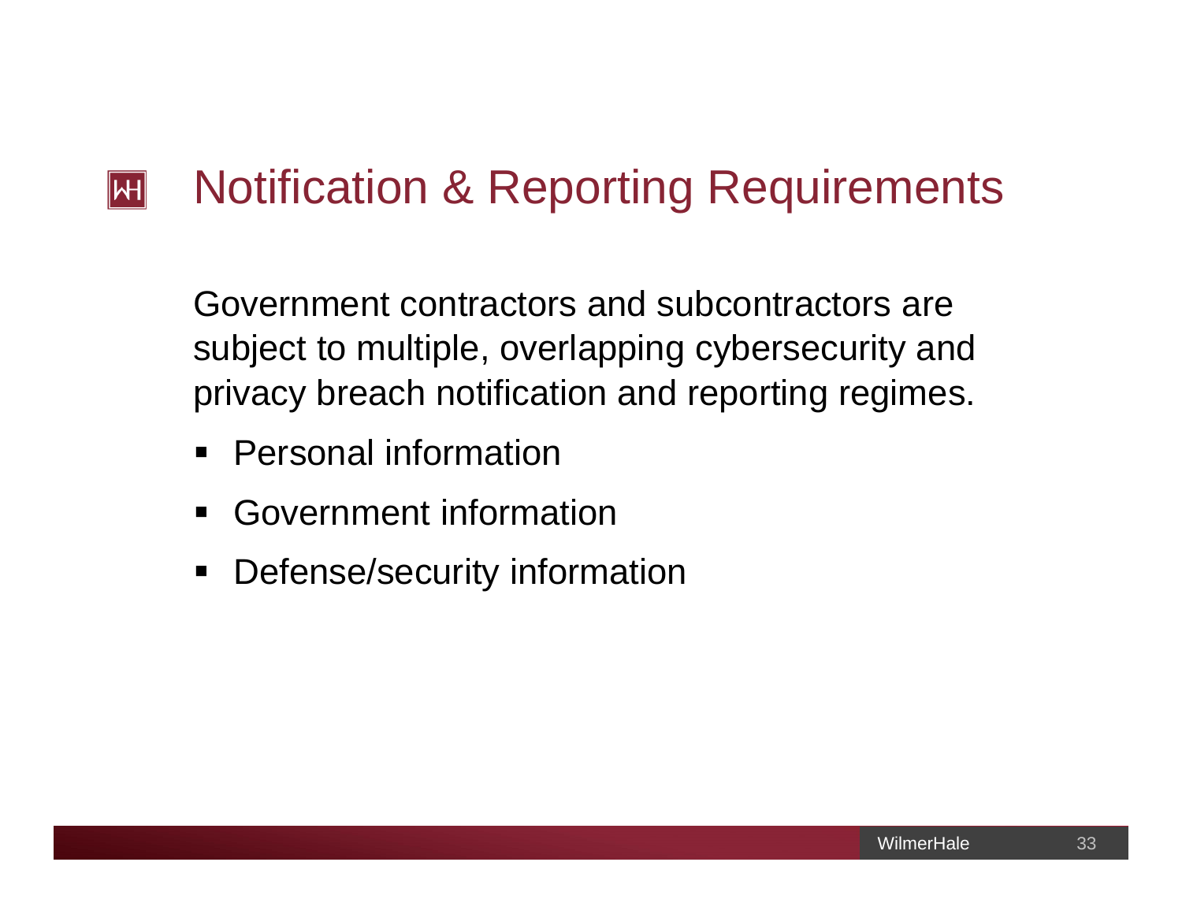# Notification & Reporting Requirements

Government contractors and subcontractors are subject to multiple, overlapping cybersecurity and privacy breach notification and reporting regimes.

- Personal information
- Government information
- Defense/security information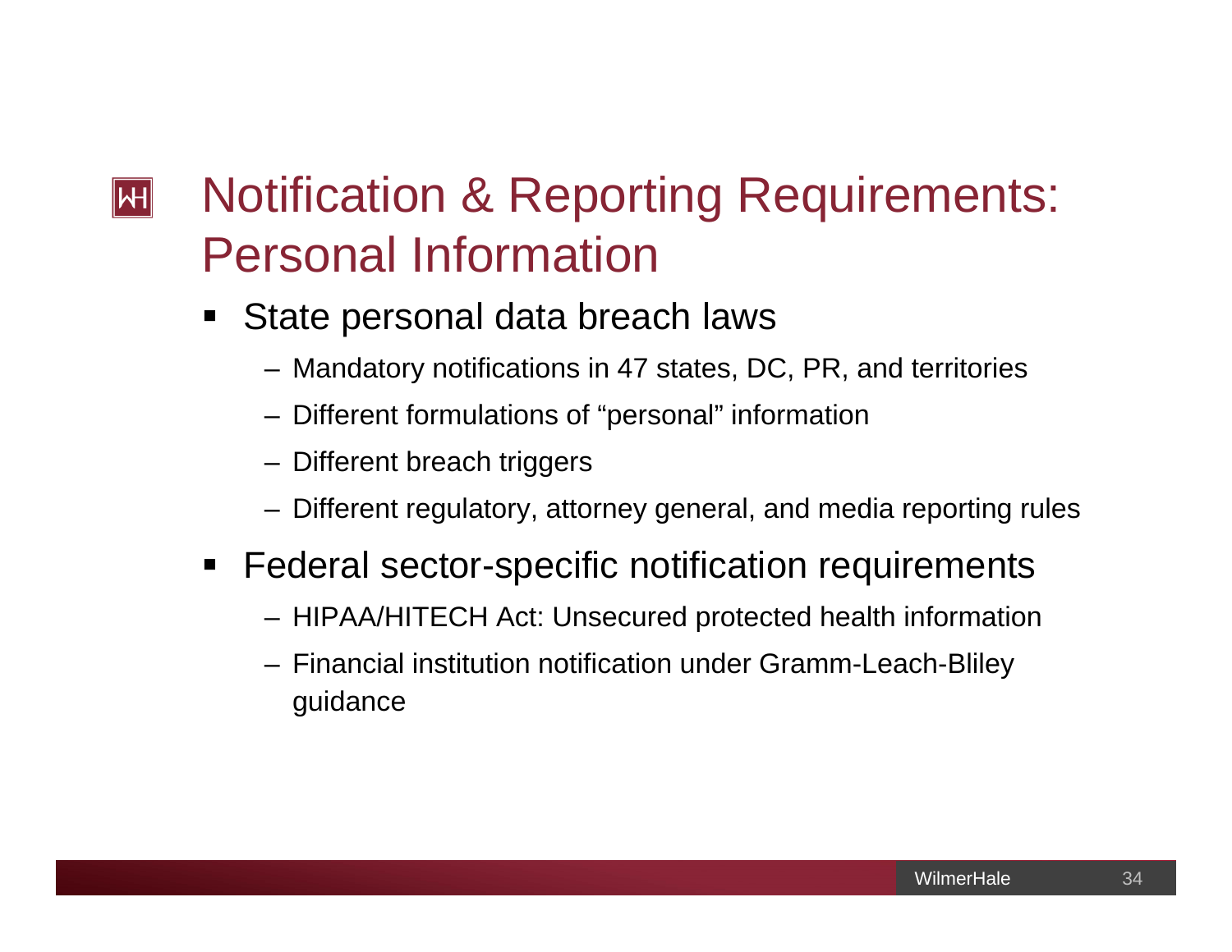# Notification & Reporting Requirements: Personal Information

- State personal data breach laws
  - Mandatory notifications in 47 states, DC, PR, and territories
  - Different formulations of “personal” information
  - Different breach triggers
  - Different regulatory, attorney general, and media reporting rules
- Federal sector-specific notification requirements
  - HIPAA/HITECH Act: Unsecured protected health information
  - Financial institution notification under Gramm-Leach-Bliley guidance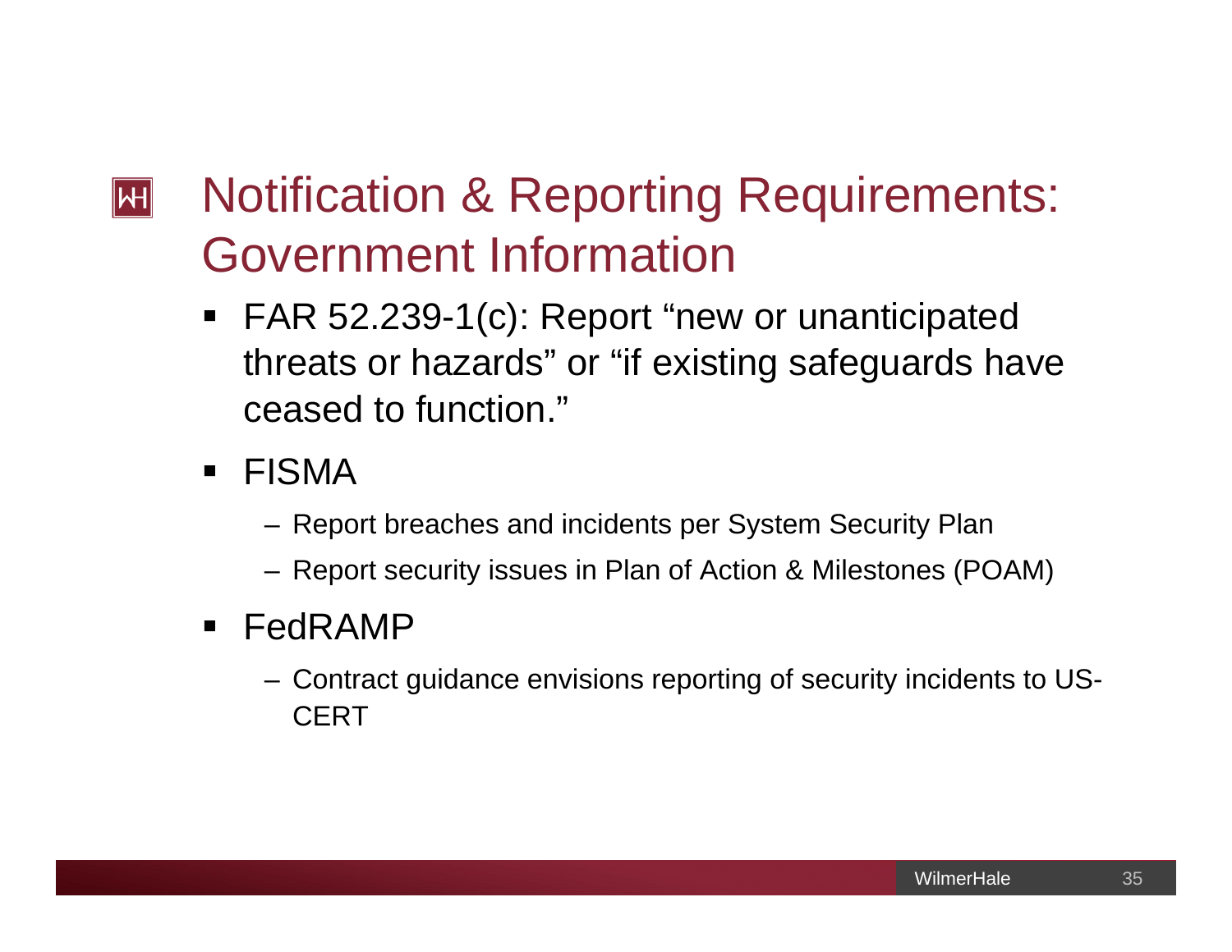# Notification & Reporting Requirements: Government Information

- FAR 52.239-1(c): Report "new or unanticipated threats or hazards" or "if existing safeguards have ceased to function."
- FISMA
  - Report breaches and incidents per System Security Plan
  - Report security issues in Plan of Action & Milestones (POAM)
- FedRAMP
  - Contract guidance envisions reporting of security incidents to US-CERT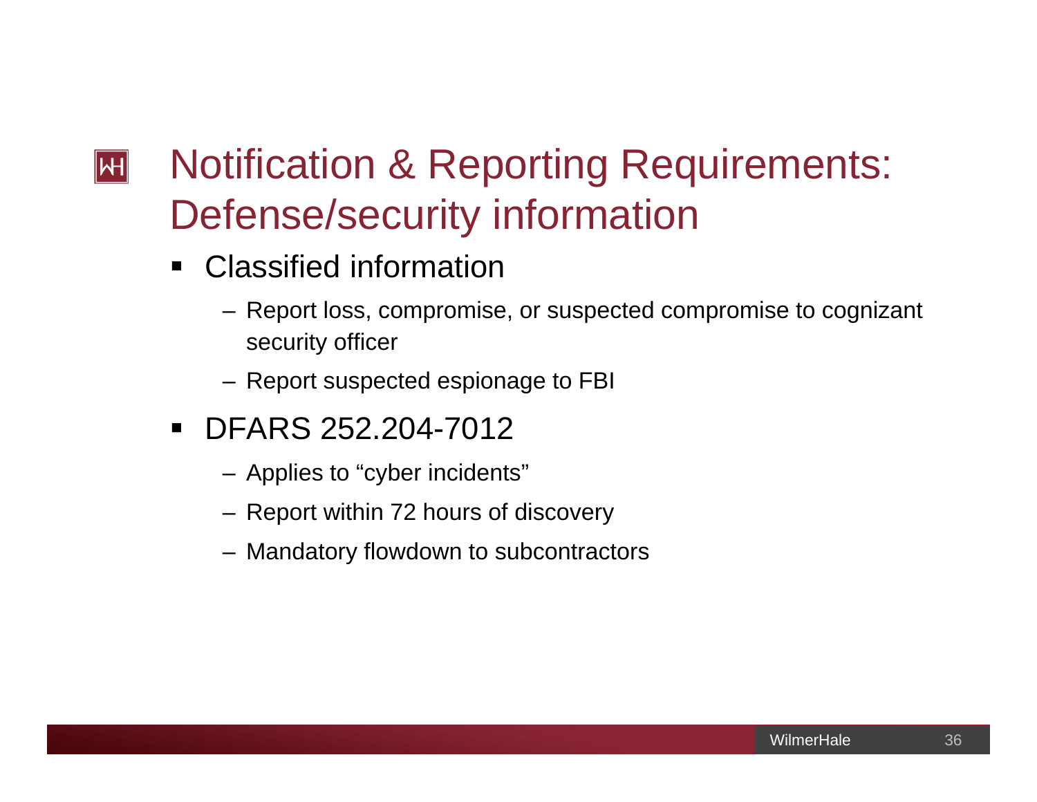# Notification & Reporting Requirements: Defense/security information

- Classified information
  - Report loss, compromise, or suspected compromise to cognizant security officer
  - Report suspected espionage to FBI
- DFARS 252.204-7012
  - Applies to "cyber incidents"
  - Report within 72 hours of discovery
  - Mandatory flowdown to subcontractors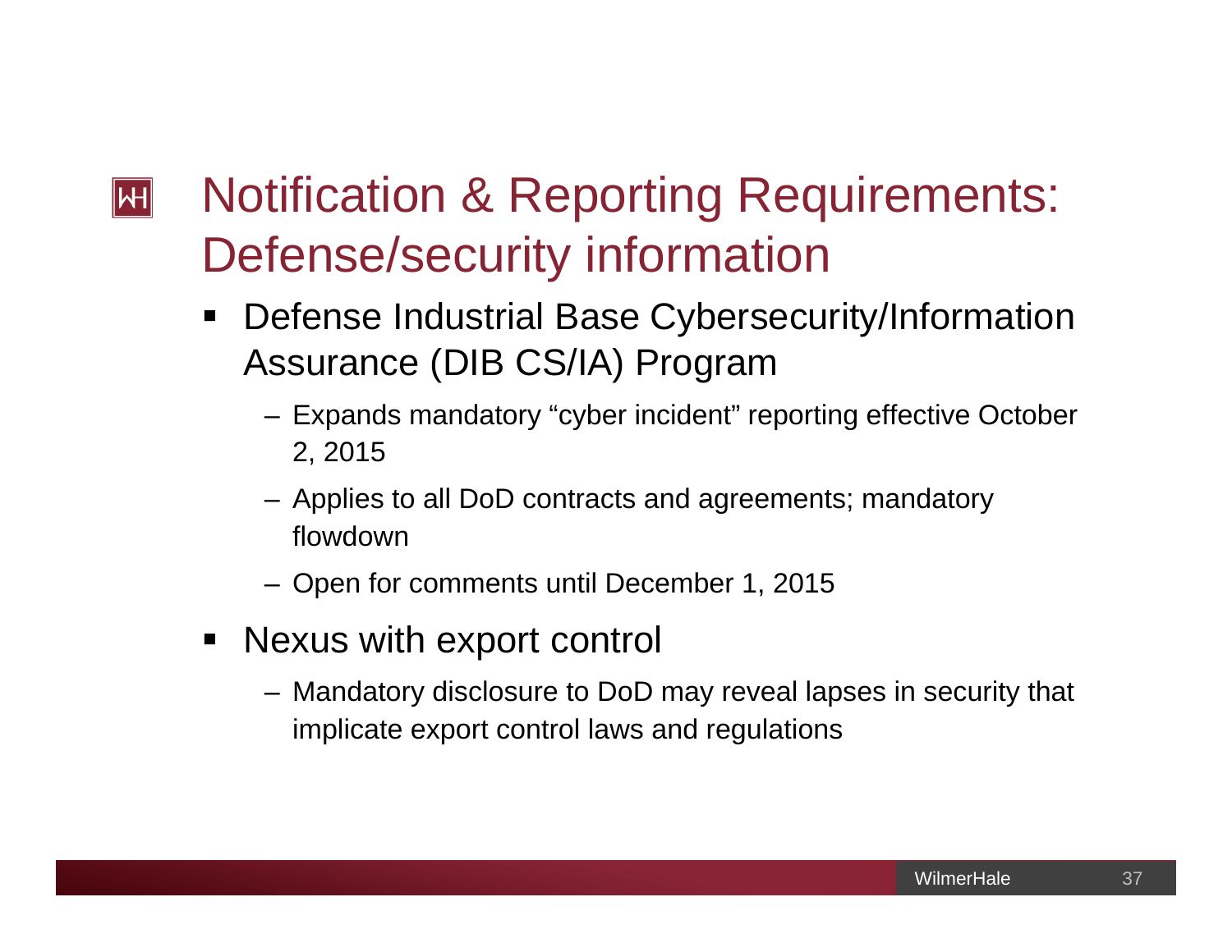# Notification & Reporting Requirements: Defense/security information

- Defense Industrial Base Cybersecurity/Information Assurance (DIB CS/IA) Program
  - Expands mandatory "cyber incident" reporting effective October 2, 2015
  - Applies to all DoD contracts and agreements; mandatory flowdown
  - Open for comments until December 1, 2015
- Nexus with export control
  - Mandatory disclosure to DoD may reveal lapses in security that implicate export control laws and regulations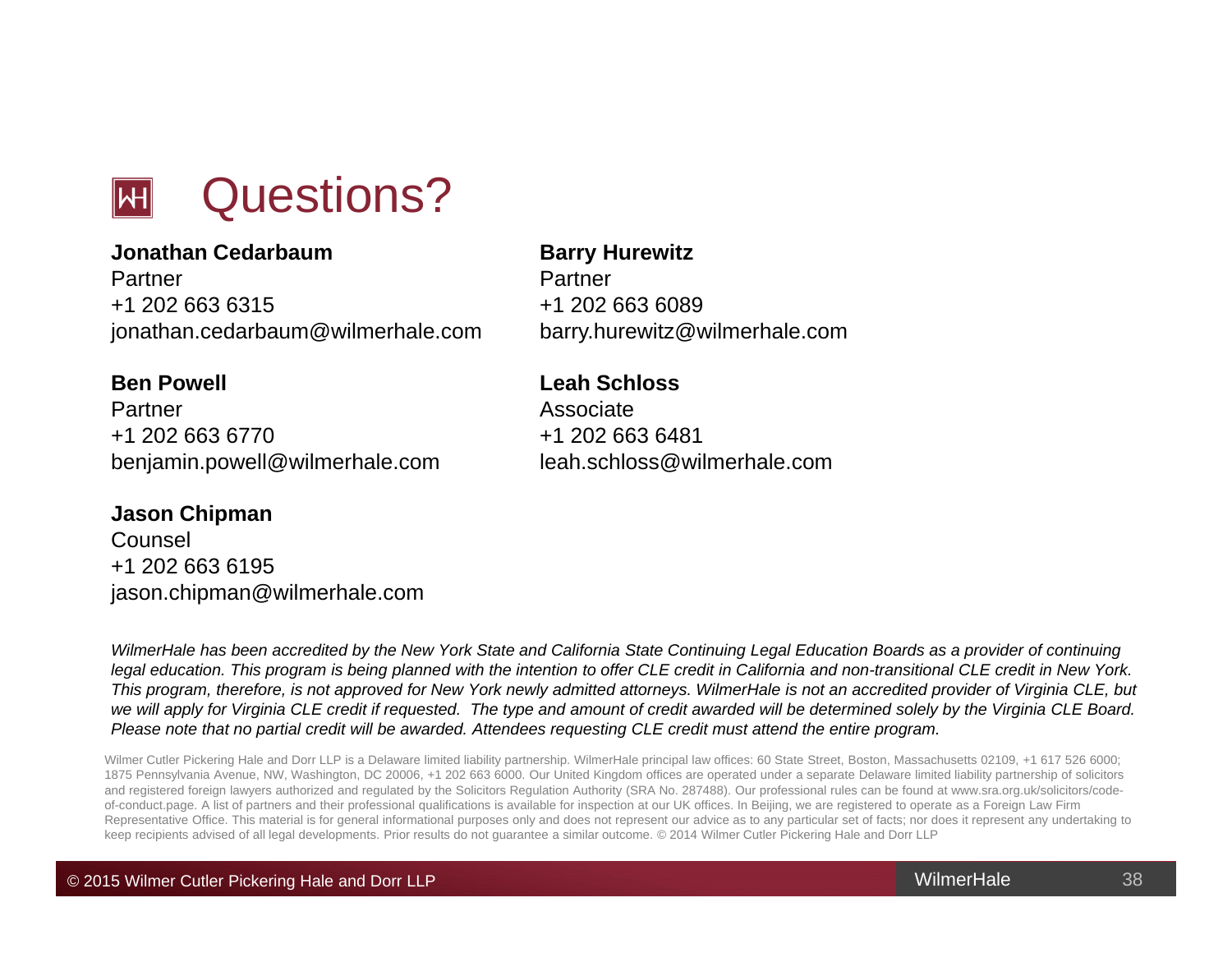# Questions?

**Jonathan Cedarbaum**
Partner
+1 202 663 6315
jonathan.cedarbaum@wilmerhale.com

**Ben Powell**
Partner
+1 202 663 6770
benjamin.powell@wilmerhale.com

**Jason Chipman**
Counsel
+1 202 663 6195
jason.chipman@wilmerhale.com

**Barry Hurewitz**
Partner
+1 202 663 6089
barry.hurewitz@wilmerhale.com

**Leah Schloss**
Associate
+1 202 663 6481
leah.schloss@wilmerhale.com

*WilmerHale has been accredited by the New York State and California State Continuing Legal Education Boards as a provider of continuing legal education. This program is being planned with the intention to offer CLE credit in California and non-transitional CLE credit in New York. This program, therefore, is not approved for New York newly admitted attorneys. WilmerHale is not an accredited provider of Virginia CLE, but we will apply for Virginia CLE credit if requested. The type and amount of credit awarded will be determined solely by the Virginia CLE Board. Please note that no partial credit will be awarded. Attendees requesting CLE credit must attend the entire program.*

Wilmer Cutler Pickering Hale and Dorr LLP is a Delaware limited liability partnership. WilmerHale principal law offices: 60 State Street, Boston, Massachusetts 02109, +1 617 526 6000; 1875 Pennsylvania Avenue, NW, Washington, DC 20006, +1 202 663 6000. Our United Kingdom offices are operated under a separate Delaware limited liability partnership of solicitors and registered foreign lawyers authorized and regulated by the Solicitors Regulation Authority (SRA No. 287488). Our professional rules can be found at www.sra.org.uk/solicitors/code-of-conduct.page. A list of partners and their professional qualifications is available for inspection at our UK offices. In Beijing, we are registered to operate as a Foreign Law Firm Representative Office. This material is for general informational purposes only and does not represent our advice as to any particular set of facts; nor does it represent any undertaking to keep recipients advised of all legal developments. Prior results do not guarantee a similar outcome. © 2014 Wilmer Cutler Pickering Hale and Dorr LLP